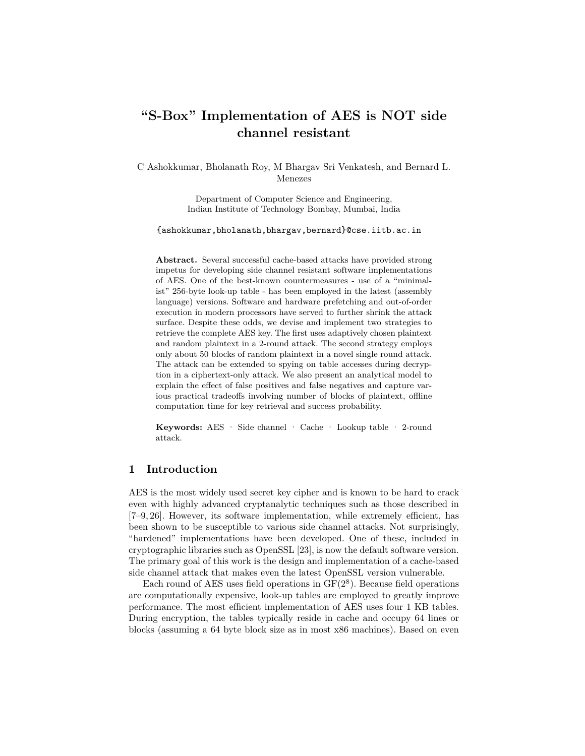# “S-Box” Implementation of AES is NOT side channel resistant

C Ashokkumar, Bholanath Roy, M Bhargav Sri Venkatesh, and Bernard L. Menezes

Department of Computer Science and Engineering,
Indian Institute of Technology Bombay, Mumbai, India

{ashokkumar,bholanath,bhargav,bernard}@cse.iitb.ac.in

**Abstract.** Several successful cache-based attacks have provided strong impetus for developing side channel resistant software implementations of AES. One of the best-known countermeasures - use of a “minimalist” 256-byte look-up table - has been employed in the latest (assembly language) versions. Software and hardware prefetching and out-of-order execution in modern processors have served to further shrink the attack surface. Despite these odds, we devise and implement two strategies to retrieve the complete AES key. The first uses adaptively chosen plaintext and random plaintext in a 2-round attack. The second strategy employs only about 50 blocks of random plaintext in a novel single round attack. The attack can be extended to spying on table accesses during decryption in a ciphertext-only attack. We also present an analytical model to explain the effect of false positives and false negatives and capture various practical tradeoffs involving number of blocks of plaintext, offline computation time for key retrieval and success probability.

**Keywords:** AES · Side channel · Cache · Lookup table · 2-round attack.

## 1 Introduction

AES is the most widely used secret key cipher and is known to be hard to crack even with highly advanced cryptanalytic techniques such as those described in [7–9, 26]. However, its software implementation, while extremely efficient, has been shown to be susceptible to various side channel attacks. Not surprisingly, “hardened” implementations have been developed. One of these, included in cryptographic libraries such as OpenSSL [23], is now the default software version. The primary goal of this work is the design and implementation of a cache-based side channel attack that makes even the latest OpenSSL version vulnerable.

Each round of AES uses field operations in GF($2^8$). Because field operations are computationally expensive, look-up tables are employed to greatly improve performance. The most efficient implementation of AES uses four 1 KB tables. During encryption, the tables typically reside in cache and occupy 64 lines or blocks (assuming a 64 byte block size as in most x86 machines). Based on even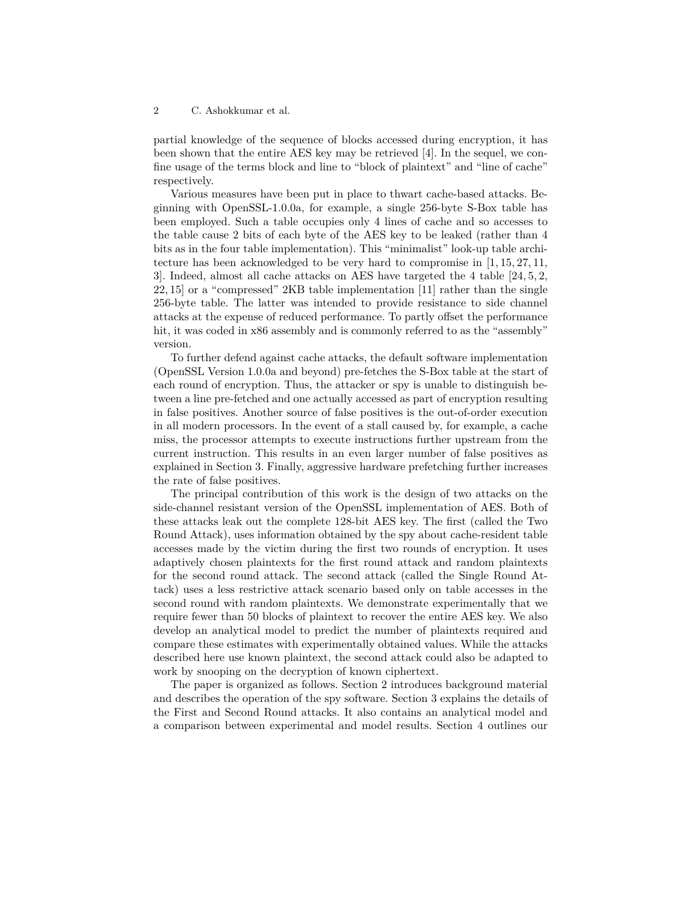partial knowledge of the sequence of blocks accessed during encryption, it has been shown that the entire AES key may be retrieved [4]. In the sequel, we confine usage of the terms block and line to "block of plaintext" and "line of cache" respectively.

Various measures have been put in place to thwart cache-based attacks. Beginning with OpenSSL-1.0.0a, for example, a single 256-byte S-Box table has been employed. Such a table occupies only 4 lines of cache and so accesses to the table cause 2 bits of each byte of the AES key to be leaked (rather than 4 bits as in the four table implementation). This "minimalist" look-up table architecture has been acknowledged to be very hard to compromise in [1, 15, 27, 11, 3]. Indeed, almost all cache attacks on AES have targeted the 4 table [24, 5, 2, 22, 15] or a "compressed" 2KB table implementation [11] rather than the single 256-byte table. The latter was intended to provide resistance to side channel attacks at the expense of reduced performance. To partly offset the performance hit, it was coded in x86 assembly and is commonly referred to as the "assembly" version.

To further defend against cache attacks, the default software implementation (OpenSSL Version 1.0.0a and beyond) pre-fetches the S-Box table at the start of each round of encryption. Thus, the attacker or spy is unable to distinguish between a line pre-fetched and one actually accessed as part of encryption resulting in false positives. Another source of false positives is the out-of-order execution in all modern processors. In the event of a stall caused by, for example, a cache miss, the processor attempts to execute instructions further upstream from the current instruction. This results in an even larger number of false positives as explained in Section 3. Finally, aggressive hardware prefetching further increases the rate of false positives.

The principal contribution of this work is the design of two attacks on the side-channel resistant version of the OpenSSL implementation of AES. Both of these attacks leak out the complete 128-bit AES key. The first (called the Two Round Attack), uses information obtained by the spy about cache-resident table accesses made by the victim during the first two rounds of encryption. It uses adaptively chosen plaintexts for the first round attack and random plaintexts for the second round attack. The second attack (called the Single Round Attack) uses a less restrictive attack scenario based only on table accesses in the second round with random plaintexts. We demonstrate experimentally that we require fewer than 50 blocks of plaintext to recover the entire AES key. We also develop an analytical model to predict the number of plaintexts required and compare these estimates with experimentally obtained values. While the attacks described here use known plaintext, the second attack could also be adapted to work by snooping on the decryption of known ciphertext.

The paper is organized as follows. Section 2 introduces background material and describes the operation of the spy software. Section 3 explains the details of the First and Second Round attacks. It also contains an analytical model and a comparison between experimental and model results. Section 4 outlines our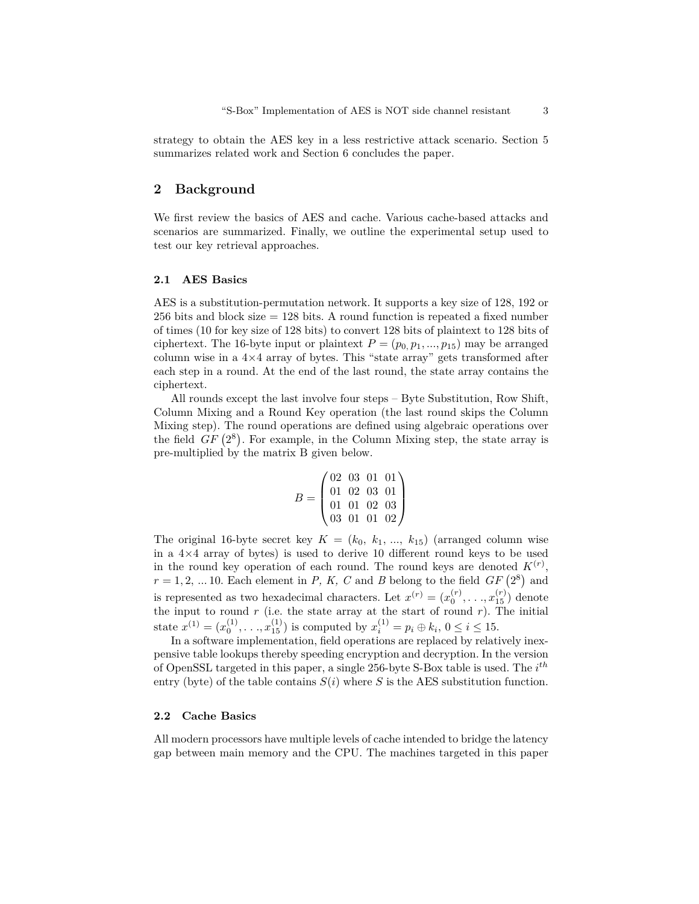strategy to obtain the AES key in a less restrictive attack scenario. Section 5 summarizes related work and Section 6 concludes the paper.

## 2 Background

We first review the basics of AES and cache. Various cache-based attacks and scenarios are summarized. Finally, we outline the experimental setup used to test our key retrieval approaches.

### 2.1 AES Basics

AES is a substitution-permutation network. It supports a key size of 128, 192 or 256 bits and block size = 128 bits. A round function is repeated a fixed number of times (10 for key size of 128 bits) to convert 128 bits of plaintext to 128 bits of ciphertext. The 16-byte input or plaintext $P = (p_0, p_1, ..., p_{15})$ may be arranged column wise in a 4×4 array of bytes. This "state array" gets transformed after each step in a round. At the end of the last round, the state array contains the ciphertext.

All rounds except the last involve four steps – Byte Substitution, Row Shift, Column Mixing and a Round Key operation (the last round skips the Column Mixing step). The round operations are defined using algebraic operations over the field $GF(2^8)$. For example, in the Column Mixing step, the state array is pre-multiplied by the matrix B given below.

$$B = \begin{pmatrix} 02 & 03 & 01 & 01 \\ 01 & 02 & 03 & 01 \\ 01 & 01 & 02 & 03 \\ 03 & 01 & 01 & 02 \end{pmatrix}$$

The original 16-byte secret key $K = (k_0,\ k_1,\ ...,\ k_{15})$ (arranged column wise in a 4×4 array of bytes) is used to derive 10 different round keys to be used in the round key operation of each round. The round keys are denoted $K^{(r)}$, $r = 1, 2, ... 10$. Each element in *P, K, C* and *B* belong to the field $GF(2^8)$ and is represented as two hexadecimal characters. Let $x^{(r)} = (x_0^{(r)}, \ldots, x_{15}^{(r)})$ denote the input to round $r$ (i.e. the state array at the start of round $r$). The initial state $x^{(1)} = (x_0^{(1)}, \ldots, x_{15}^{(1)})$ is computed by $x_i^{(1)} = p_i \oplus k_i$, $0 \leq i \leq 15$.

In a software implementation, field operations are replaced by relatively inexpensive table lookups thereby speeding encryption and decryption. In the version of OpenSSL targeted in this paper, a single 256-byte S-Box table is used. The $i^{th}$ entry (byte) of the table contains $S(i)$ where $S$ is the AES substitution function.

### 2.2 Cache Basics

All modern processors have multiple levels of cache intended to bridge the latency gap between main memory and the CPU. The machines targeted in this paper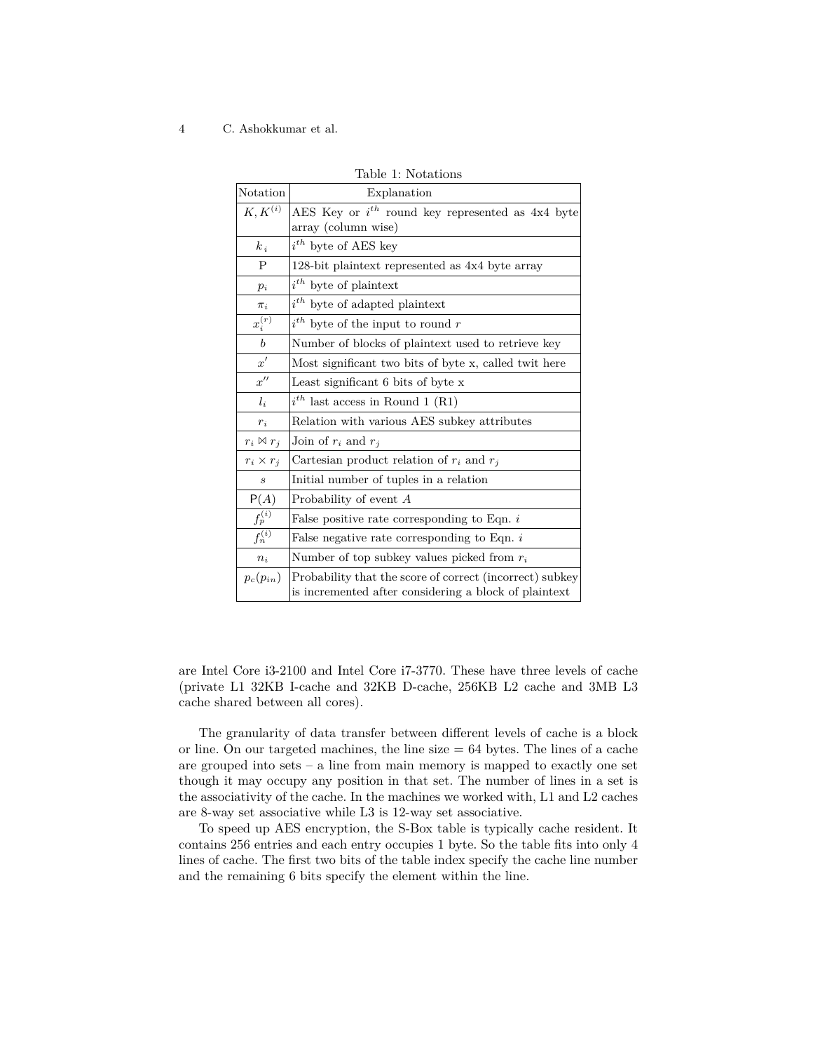Table 1: Notations

| Notation | Explanation |
| --- | --- |
| $K, K^{(i)}$ | AES Key or $i^{th}$ round key represented as 4x4 byte array (column wise) |
| $k_i$ | $i^{th}$ byte of AES key |
| P | 128-bit plaintext represented as 4x4 byte array |
| $p_i$ | $i^{th}$ byte of plaintext |
| $\pi_i$ | $i^{th}$ byte of adapted plaintext |
| $x_i^{(r)}$ | $i^{th}$ byte of the input to round $r$ |
| $b$ | Number of blocks of plaintext used to retrieve key |
| $x'$ | Most significant two bits of byte x, called twit here |
| $x''$ | Least significant 6 bits of byte x |
| $l_i$ | $i^{th}$ last access in Round 1 (R1) |
| $r_i$ | Relation with various AES subkey attributes |
| $r_i \bowtie r_j$ | Join of $r_i$ and $r_j$ |
| $r_i \times r_j$ | Cartesian product relation of $r_i$ and $r_j$ |
| $s$ | Initial number of tuples in a relation |
| $\mathsf{P}(A)$ | Probability of event $A$ |
| $f_p^{(i)}$ | False positive rate corresponding to Eqn. $i$ |
| $f_n^{(i)}$ | False negative rate corresponding to Eqn. $i$ |
| $n_i$ | Number of top subkey values picked from $r_i$ |
| $p_c(p_{in})$ | Probability that the score of correct (incorrect) subkey is incremented after considering a block of plaintext |

are Intel Core i3-2100 and Intel Core i7-3770. These have three levels of cache (private L1 32KB I-cache and 32KB D-cache, 256KB L2 cache and 3MB L3 cache shared between all cores).

The granularity of data transfer between different levels of cache is a block or line. On our targeted machines, the line size = 64 bytes. The lines of a cache are grouped into sets – a line from main memory is mapped to exactly one set though it may occupy any position in that set. The number of lines in a set is the associativity of the cache. In the machines we worked with, L1 and L2 caches are 8-way set associative while L3 is 12-way set associative.

To speed up AES encryption, the S-Box table is typically cache resident. It contains 256 entries and each entry occupies 1 byte. So the table fits into only 4 lines of cache. The first two bits of the table index specify the cache line number and the remaining 6 bits specify the element within the line.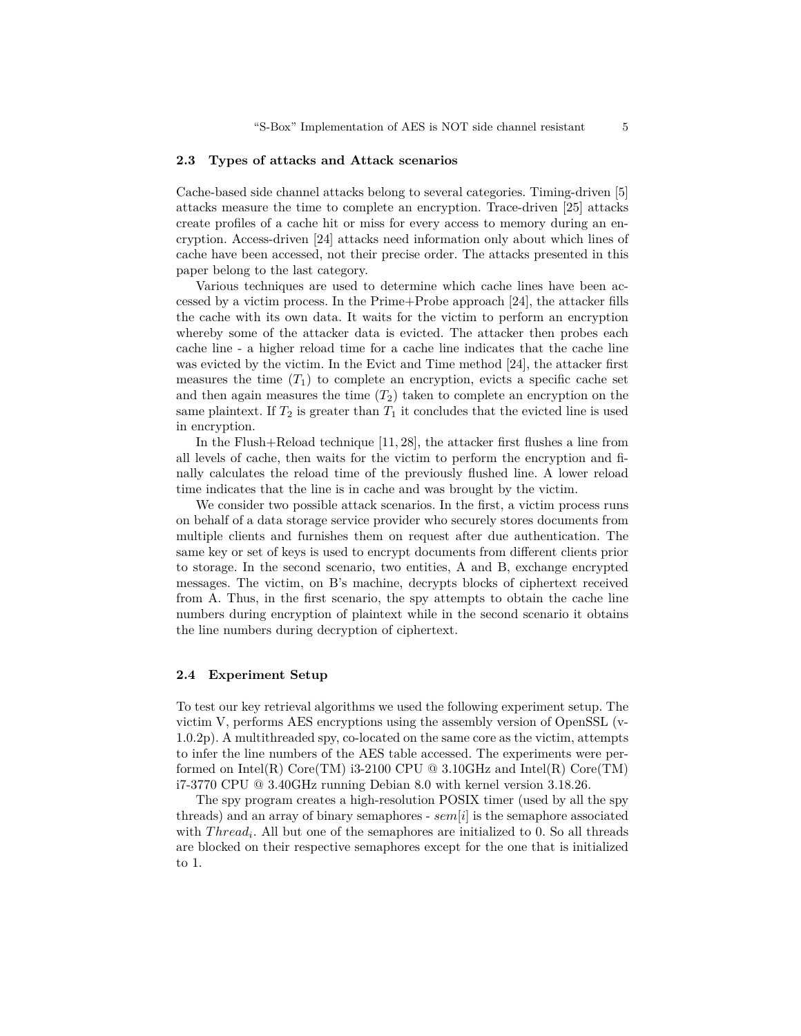### 2.3 Types of attacks and Attack scenarios

Cache-based side channel attacks belong to several categories. Timing-driven [5] attacks measure the time to complete an encryption. Trace-driven [25] attacks create profiles of a cache hit or miss for every access to memory during an encryption. Access-driven [24] attacks need information only about which lines of cache have been accessed, not their precise order. The attacks presented in this paper belong to the last category.

Various techniques are used to determine which cache lines have been accessed by a victim process. In the Prime+Probe approach [24], the attacker fills the cache with its own data. It waits for the victim to perform an encryption whereby some of the attacker data is evicted. The attacker then probes each cache line - a higher reload time for a cache line indicates that the cache line was evicted by the victim. In the Evict and Time method [24], the attacker first measures the time ($T_1$) to complete an encryption, evicts a specific cache set and then again measures the time ($T_2$) taken to complete an encryption on the same plaintext. If $T_2$ is greater than $T_1$ it concludes that the evicted line is used in encryption.

In the Flush+Reload technique [11, 28], the attacker first flushes a line from all levels of cache, then waits for the victim to perform the encryption and finally calculates the reload time of the previously flushed line. A lower reload time indicates that the line is in cache and was brought by the victim.

We consider two possible attack scenarios. In the first, a victim process runs on behalf of a data storage service provider who securely stores documents from multiple clients and furnishes them on request after due authentication. The same key or set of keys is used to encrypt documents from different clients prior to storage. In the second scenario, two entities, A and B, exchange encrypted messages. The victim, on B's machine, decrypts blocks of ciphertext received from A. Thus, in the first scenario, the spy attempts to obtain the cache line numbers during encryption of plaintext while in the second scenario it obtains the line numbers during decryption of ciphertext.

### 2.4 Experiment Setup

To test our key retrieval algorithms we used the following experiment setup. The victim V, performs AES encryptions using the assembly version of OpenSSL (v-1.0.2p). A multithreaded spy, co-located on the same core as the victim, attempts to infer the line numbers of the AES table accessed. The experiments were performed on Intel(R) Core(TM) i3-2100 CPU @ 3.10GHz and Intel(R) Core(TM) i7-3770 CPU @ 3.40GHz running Debian 8.0 with kernel version 3.18.26.

The spy program creates a high-resolution POSIX timer (used by all the spy threads) and an array of binary semaphores - $sem[i]$ is the semaphore associated with $Thread_i$. All but one of the semaphores are initialized to 0. So all threads are blocked on their respective semaphores except for the one that is initialized to 1.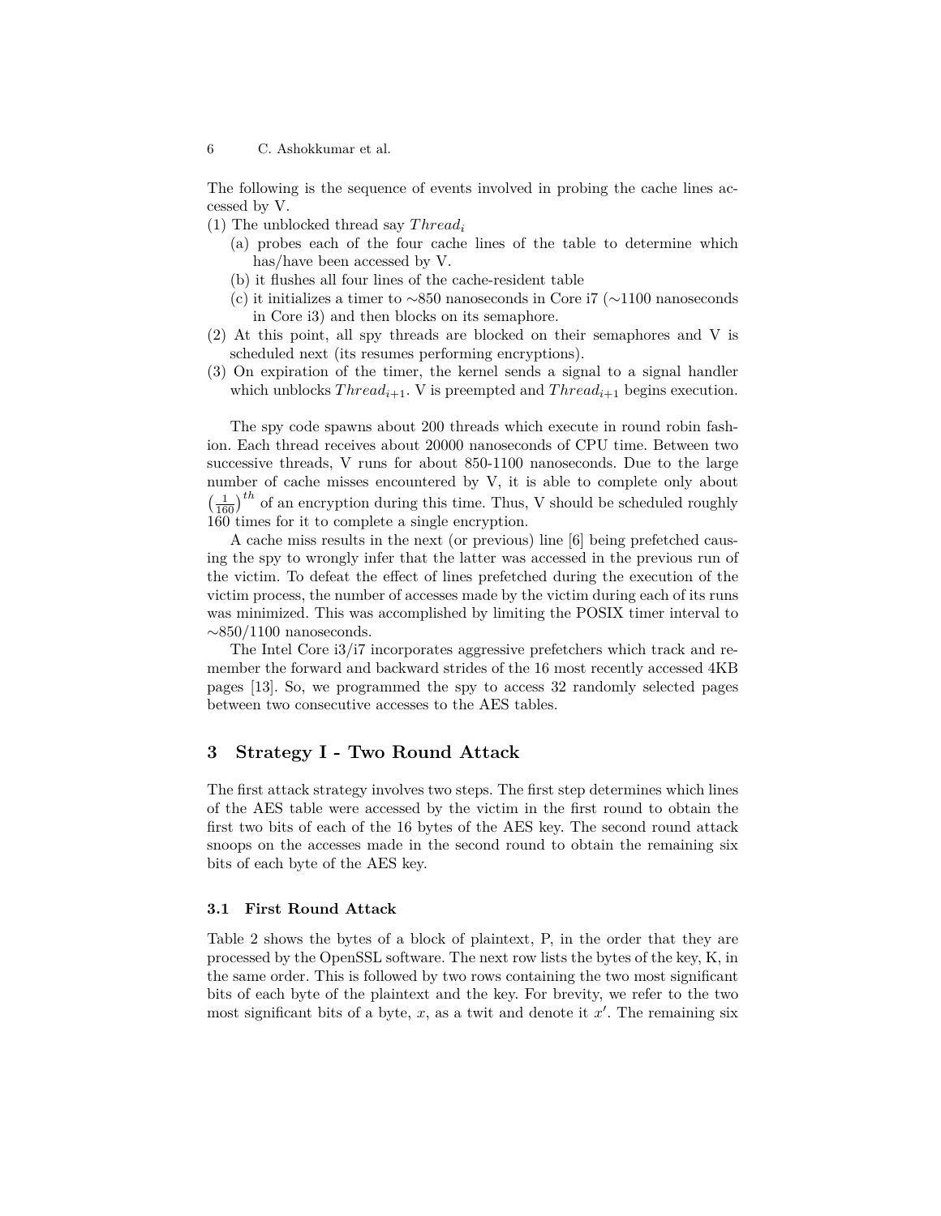The following is the sequence of events involved in probing the cache lines accessed by V.

(1) The unblocked thread say $Thread_i$

  (a) probes each of the four cache lines of the table to determine which has/have been accessed by V.

  (b) it flushes all four lines of the cache-resident table

  (c) it initializes a timer to ∼850 nanoseconds in Core i7 (∼1100 nanoseconds in Core i3) and then blocks on its semaphore.

(2) At this point, all spy threads are blocked on their semaphores and V is scheduled next (its resumes performing encryptions).

(3) On expiration of the timer, the kernel sends a signal to a signal handler which unblocks $Thread_{i+1}$. V is preempted and $Thread_{i+1}$ begins execution.

The spy code spawns about 200 threads which execute in round robin fashion. Each thread receives about 20000 nanoseconds of CPU time. Between two successive threads, V runs for about 850-1100 nanoseconds. Due to the large number of cache misses encountered by V, it is able to complete only about $\left(\frac{1}{160}\right)^{th}$ of an encryption during this time. Thus, V should be scheduled roughly 160 times for it to complete a single encryption.

A cache miss results in the next (or previous) line [6] being prefetched causing the spy to wrongly infer that the latter was accessed in the previous run of the victim. To defeat the effect of lines prefetched during the execution of the victim process, the number of accesses made by the victim during each of its runs was minimized. This was accomplished by limiting the POSIX timer interval to ∼850/1100 nanoseconds.

The Intel Core i3/i7 incorporates aggressive prefetchers which track and remember the forward and backward strides of the 16 most recently accessed 4KB pages [13]. So, we programmed the spy to access 32 randomly selected pages between two consecutive accesses to the AES tables.

## 3 Strategy I - Two Round Attack

The first attack strategy involves two steps. The first step determines which lines of the AES table were accessed by the victim in the first round to obtain the first two bits of each of the 16 bytes of the AES key. The second round attack snoops on the accesses made in the second round to obtain the remaining six bits of each byte of the AES key.

### 3.1 First Round Attack

Table 2 shows the bytes of a block of plaintext, P, in the order that they are processed by the OpenSSL software. The next row lists the bytes of the key, K, in the same order. This is followed by two rows containing the two most significant bits of each byte of the plaintext and the key. For brevity, we refer to the two most significant bits of a byte, $x$, as a twit and denote it $x'$. The remaining six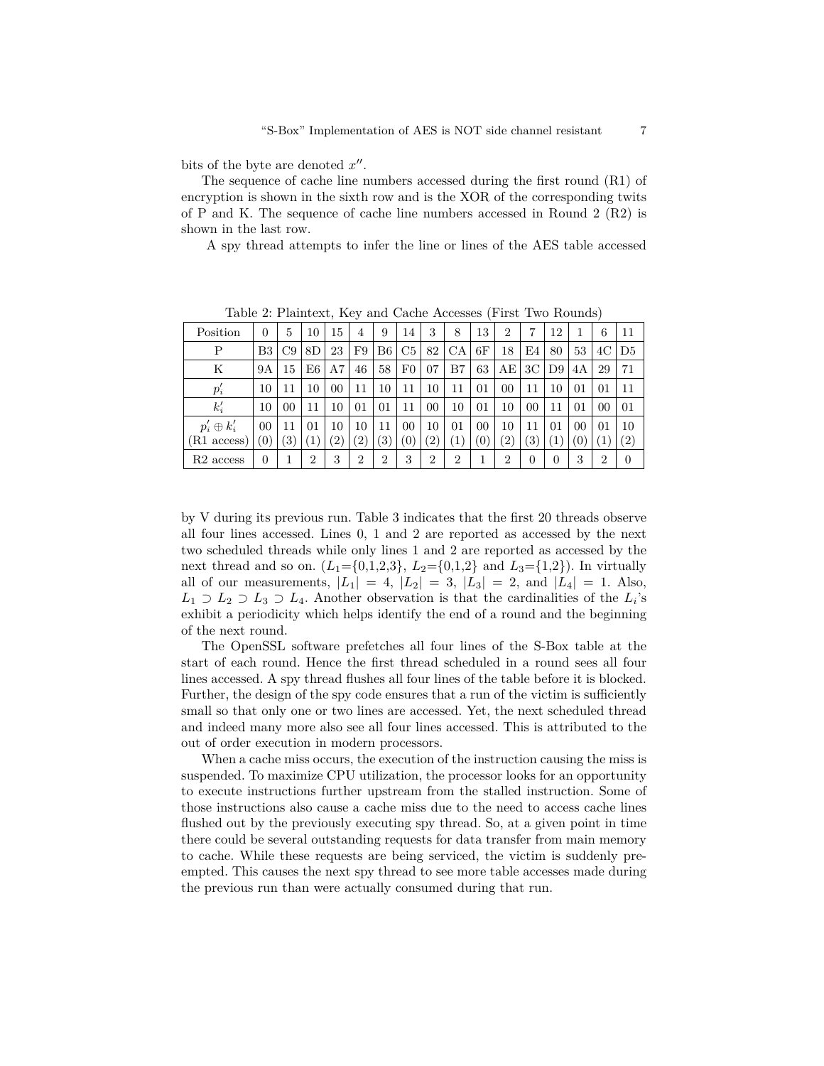bits of the byte are denoted $x''$.

The sequence of cache line numbers accessed during the first round (R1) of encryption is shown in the sixth row and is the XOR of the corresponding twits of P and K. The sequence of cache line numbers accessed in Round 2 (R2) is shown in the last row.

A spy thread attempts to infer the line or lines of the AES table accessed

Table 2: Plaintext, Key and Cache Accesses (First Two Rounds)

| Position | 0 | 5 | 10 | 15 | 4 | 9 | 14 | 3 | 8 | 13 | 2 | 7 | 12 | 1 | 6 | 11 |
|---|---|---|---|---|---|---|---|---|---|---|---|---|---|---|---|---|
| P | B3 | C9 | 8D | 23 | F9 | B6 | C5 | 82 | CA | 6F | 18 | E4 | 80 | 53 | 4C | D5 |
| K | 9A | 15 | E6 | A7 | 46 | 58 | F0 | 07 | B7 | 63 | AE | 3C | D9 | 4A | 29 | 71 |
| $p'_i$ | 10 | 11 | 10 | 00 | 11 | 10 | 11 | 10 | 11 | 01 | 00 | 11 | 10 | 01 | 01 | 11 |
| $k'_i$ | 10 | 00 | 11 | 10 | 01 | 01 | 11 | 00 | 10 | 01 | 10 | 00 | 11 | 01 | 00 | 01 |
| $p'_i \oplus k'_i$ (R1 access) | 00 (0) | 11 (3) | 01 (1) | 10 (2) | 10 (2) | 11 (3) | 00 (0) | 10 (2) | 01 (1) | 00 (0) | 10 (2) | 11 (3) | 01 (1) | 00 (0) | 01 (1) | 10 (2) |
| R2 access | 0 | 1 | 2 | 3 | 2 | 2 | 3 | 2 | 2 | 1 | 2 | 0 | 0 | 3 | 2 | 0 |

by V during its previous run. Table 3 indicates that the first 20 threads observe all four lines accessed. Lines 0, 1 and 2 are reported as accessed by the next two scheduled threads while only lines 1 and 2 are reported as accessed by the next thread and so on. ($L_1$={0,1,2,3}, $L_2$={0,1,2} and $L_3$={1,2}). In virtually all of our measurements, $|L_1| = 4$, $|L_2| = 3$, $|L_3| = 2$, and $|L_4| = 1$. Also, $L_1 \supset L_2 \supset L_3 \supset L_4$. Another observation is that the cardinalities of the $L_i$'s exhibit a periodicity which helps identify the end of a round and the beginning of the next round.

The OpenSSL software prefetches all four lines of the S-Box table at the start of each round. Hence the first thread scheduled in a round sees all four lines accessed. A spy thread flushes all four lines of the table before it is blocked. Further, the design of the spy code ensures that a run of the victim is sufficiently small so that only one or two lines are accessed. Yet, the next scheduled thread and indeed many more also see all four lines accessed. This is attributed to the out of order execution in modern processors.

When a cache miss occurs, the execution of the instruction causing the miss is suspended. To maximize CPU utilization, the processor looks for an opportunity to execute instructions further upstream from the stalled instruction. Some of those instructions also cause a cache miss due to the need to access cache lines flushed out by the previously executing spy thread. So, at a given point in time there could be several outstanding requests for data transfer from main memory to cache. While these requests are being serviced, the victim is suddenly preempted. This causes the next spy thread to see more table accesses made during the previous run than were actually consumed during that run.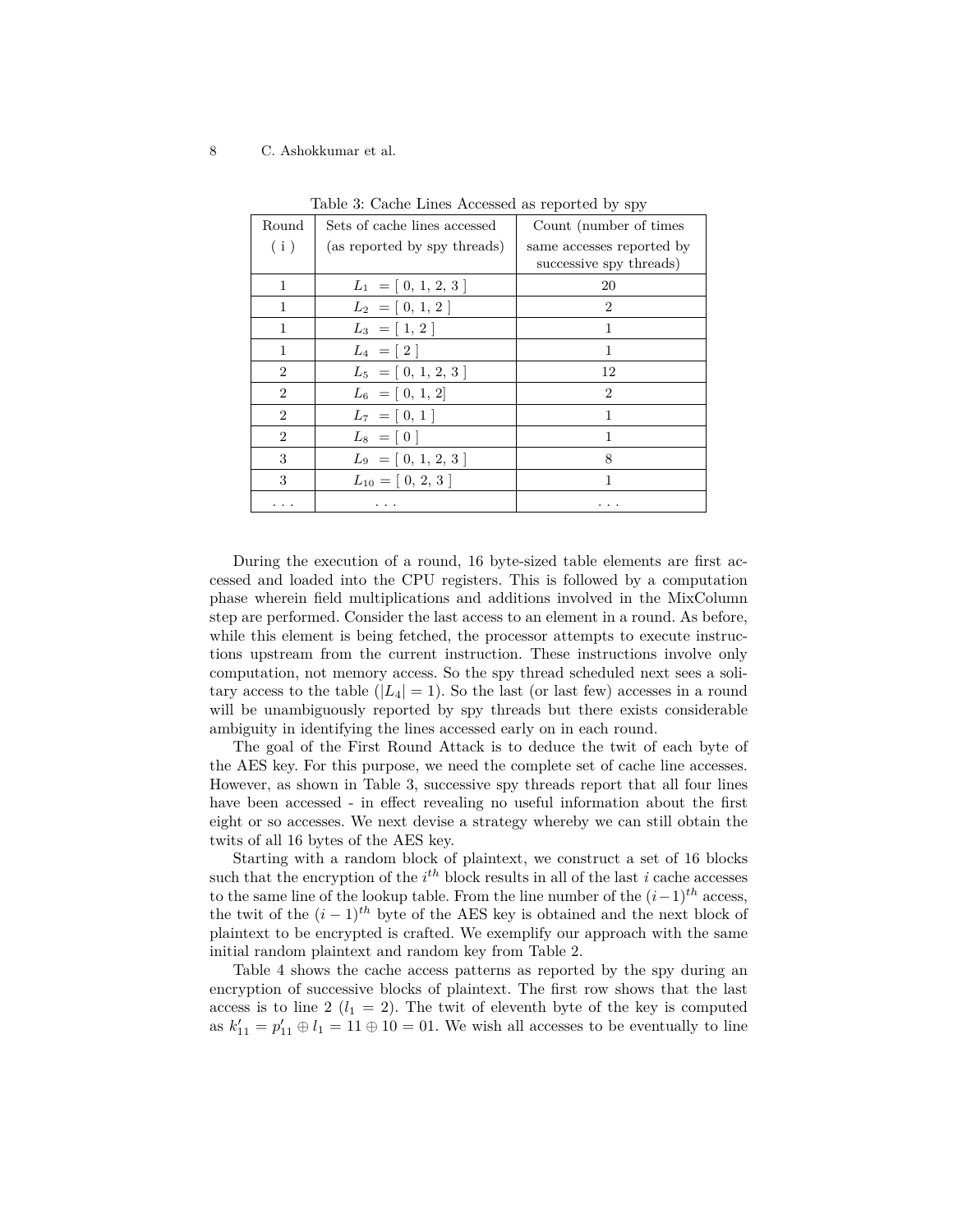Table 3: Cache Lines Accessed as reported by spy

| Round ( i ) | Sets of cache lines accessed (as reported by spy threads) | Count (number of times same accesses reported by successive spy threads) |
|---|---|---|
| 1 | $L_1 = [\ 0, 1, 2, 3\ ]$ | 20 |
| 1 | $L_2 = [\ 0, 1, 2\ ]$ | 2 |
| 1 | $L_3 = [\ 1, 2\ ]$ | 1 |
| 1 | $L_4 = [\ 2\ ]$ | 1 |
| 2 | $L_5 = [\ 0, 1, 2, 3\ ]$ | 12 |
| 2 | $L_6 = [\ 0, 1, 2]$ | 2 |
| 2 | $L_7 = [\ 0, 1\ ]$ | 1 |
| 2 | $L_8 = [\ 0\ ]$ | 1 |
| 3 | $L_9 = [\ 0, 1, 2, 3\ ]$ | 8 |
| 3 | $L_{10} = [\ 0, 2, 3\ ]$ | 1 |
| . . . | . . . | . . . |

During the execution of a round, 16 byte-sized table elements are first accessed and loaded into the CPU registers. This is followed by a computation phase wherein field multiplications and additions involved in the MixColumn step are performed. Consider the last access to an element in a round. As before, while this element is being fetched, the processor attempts to execute instructions upstream from the current instruction. These instructions involve only computation, not memory access. So the spy thread scheduled next sees a solitary access to the table ($|L_4| = 1$). So the last (or last few) accesses in a round will be unambiguously reported by spy threads but there exists considerable ambiguity in identifying the lines accessed early on in each round.

The goal of the First Round Attack is to deduce the twit of each byte of the AES key. For this purpose, we need the complete set of cache line accesses. However, as shown in Table 3, successive spy threads report that all four lines have been accessed - in effect revealing no useful information about the first eight or so accesses. We next devise a strategy whereby we can still obtain the twits of all 16 bytes of the AES key.

Starting with a random block of plaintext, we construct a set of 16 blocks such that the encryption of the $i^{th}$ block results in all of the last $i$ cache accesses to the same line of the lookup table. From the line number of the $(i-1)^{th}$ access, the twit of the $(i-1)^{th}$ byte of the AES key is obtained and the next block of plaintext to be encrypted is crafted. We exemplify our approach with the same initial random plaintext and random key from Table 2.

Table 4 shows the cache access patterns as reported by the spy during an encryption of successive blocks of plaintext. The first row shows that the last access is to line 2 ($l_1 = 2$). The twit of eleventh byte of the key is computed as $k'_{11} = p'_{11} \oplus l_1 = 11 \oplus 10 = 01$. We wish all accesses to be eventually to line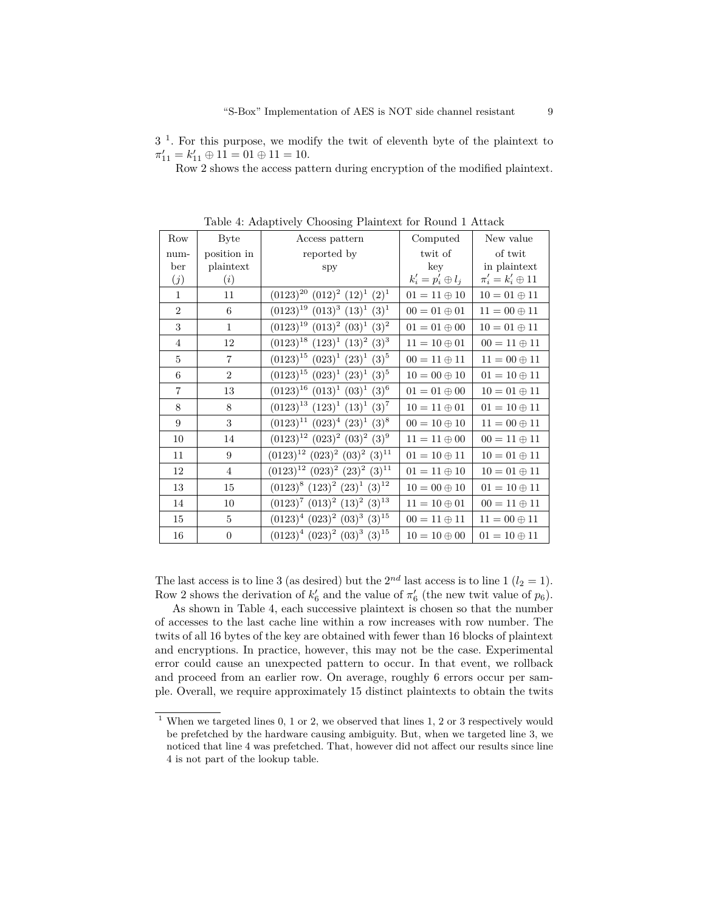3 [1]. For this purpose, we modify the twit of eleventh byte of the plaintext to $\pi'_{11} = k'_{11} \oplus 11 = 01 \oplus 11 = 10$.

Row 2 shows the access pattern during encryption of the modified plaintext.

Table 4: Adaptively Choosing Plaintext for Round 1 Attack

| Row number ($j$) | Byte position in plaintext ($i$) | Access pattern reported by spy | Computed twit of key $k'_i = p'_i \oplus l_j$ | New value of twit in plaintext $\pi'_i = k'_i \oplus 11$ |
|---|---|---|---|---|
| 1 | 11 | $(0123)^{20}$ $(012)^2$ $(12)^1$ $(2)^1$ | $01 = 11 \oplus 10$ | $10 = 01 \oplus 11$ |
| 2 | 6 | $(0123)^{19}$ $(013)^3$ $(13)^1$ $(3)^1$ | $00 = 01 \oplus 01$ | $11 = 00 \oplus 11$ |
| 3 | 1 | $(0123)^{19}$ $(013)^2$ $(03)^1$ $(3)^2$ | $01 = 01 \oplus 00$ | $10 = 01 \oplus 11$ |
| 4 | 12 | $(0123)^{18}$ $(123)^1$ $(13)^2$ $(3)^3$ | $11 = 10 \oplus 01$ | $00 = 11 \oplus 11$ |
| 5 | 7 | $(0123)^{15}$ $(023)^1$ $(23)^1$ $(3)^5$ | $00 = 11 \oplus 11$ | $11 = 00 \oplus 11$ |
| 6 | 2 | $(0123)^{15}$ $(023)^1$ $(23)^1$ $(3)^5$ | $10 = 00 \oplus 10$ | $01 = 10 \oplus 11$ |
| 7 | 13 | $(0123)^{16}$ $(013)^1$ $(03)^1$ $(3)^6$ | $01 = 01 \oplus 00$ | $10 = 01 \oplus 11$ |
| 8 | 8 | $(0123)^{13}$ $(123)^1$ $(13)^1$ $(3)^7$ | $10 = 11 \oplus 01$ | $01 = 10 \oplus 11$ |
| 9 | 3 | $(0123)^{11}$ $(023)^4$ $(23)^1$ $(3)^8$ | $00 = 10 \oplus 10$ | $11 = 00 \oplus 11$ |
| 10 | 14 | $(0123)^{12}$ $(023)^2$ $(03)^2$ $(3)^9$ | $11 = 11 \oplus 00$ | $00 = 11 \oplus 11$ |
| 11 | 9 | $(0123)^{12}$ $(023)^2$ $(03)^2$ $(3)^{11}$ | $01 = 10 \oplus 11$ | $10 = 01 \oplus 11$ |
| 12 | 4 | $(0123)^{12}$ $(023)^2$ $(23)^2$ $(3)^{11}$ | $01 = 11 \oplus 10$ | $10 = 01 \oplus 11$ |
| 13 | 15 | $(0123)^8$ $(123)^2$ $(23)^1$ $(3)^{12}$ | $10 = 00 \oplus 10$ | $01 = 10 \oplus 11$ |
| 14 | 10 | $(0123)^7$ $(013)^2$ $(13)^2$ $(3)^{13}$ | $11 = 10 \oplus 01$ | $00 = 11 \oplus 11$ |
| 15 | 5 | $(0123)^4$ $(023)^2$ $(03)^3$ $(3)^{15}$ | $00 = 11 \oplus 11$ | $11 = 00 \oplus 11$ |
| 16 | 0 | $(0123)^4$ $(023)^2$ $(03)^3$ $(3)^{15}$ | $10 = 10 \oplus 00$ | $01 = 10 \oplus 11$ |

The last access is to line 3 (as desired) but the $2^{nd}$ last access is to line 1 ($l_2 = 1$). Row 2 shows the derivation of $k'_6$ and the value of $\pi'_6$ (the new twit value of $p_6$).

As shown in Table 4, each successive plaintext is chosen so that the number of accesses to the last cache line within a row increases with row number. The twits of all 16 bytes of the key are obtained with fewer than 16 blocks of plaintext and encryptions. In practice, however, this may not be the case. Experimental error could cause an unexpected pattern to occur. In that event, we rollback and proceed from an earlier row. On average, roughly 6 errors occur per sample. Overall, we require approximately 15 distinct plaintexts to obtain the twits

[1] When we targeted lines 0, 1 or 2, we observed that lines 1, 2 or 3 respectively would be prefetched by the hardware causing ambiguity. But, when we targeted line 3, we noticed that line 4 was prefetched. That, however did not affect our results since line 4 is not part of the lookup table.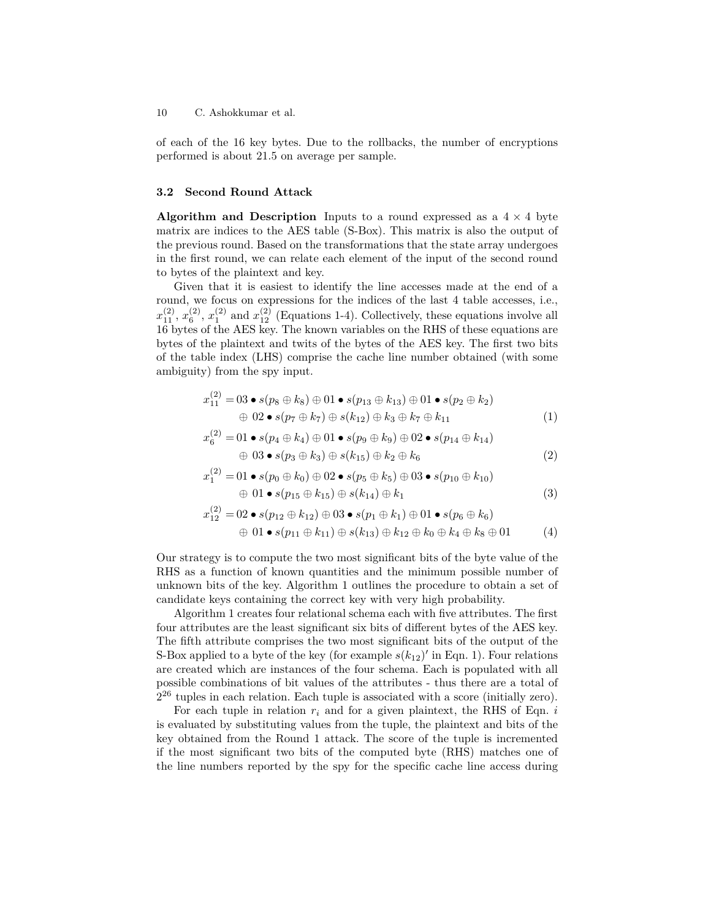of each of the 16 key bytes. Due to the rollbacks, the number of encryptions performed is about 21.5 on average per sample.

### 3.2 Second Round Attack

**Algorithm and Description** Inputs to a round expressed as a $4 \times 4$ byte matrix are indices to the AES table (S-Box). This matrix is also the output of the previous round. Based on the transformations that the state array undergoes in the first round, we can relate each element of the input of the second round to bytes of the plaintext and key.

Given that it is easiest to identify the line accesses made at the end of a round, we focus on expressions for the indices of the last 4 table accesses, i.e., $x_{11}^{(2)}$, $x_{6}^{(2)}$, $x_{1}^{(2)}$ and $x_{12}^{(2)}$ (Equations 1-4). Collectively, these equations involve all 16 bytes of the AES key. The known variables on the RHS of these equations are bytes of the plaintext and twits of the bytes of the AES key. The first two bits of the table index (LHS) comprise the cache line number obtained (with some ambiguity) from the spy input.

$$
\begin{aligned}
x_{11}^{(2)} =\ & 03 \bullet s(p_8 \oplus k_8) \oplus 01 \bullet s(p_{13} \oplus k_{13}) \oplus 01 \bullet s(p_2 \oplus k_2) \\
& \oplus\ 02 \bullet s(p_7 \oplus k_7) \oplus s(k_{12}) \oplus k_3 \oplus k_7 \oplus k_{11}
\end{aligned} \tag{1}
$$

$$
\begin{aligned}
x_{6}^{(2)} =\ & 01 \bullet s(p_4 \oplus k_4) \oplus 01 \bullet s(p_9 \oplus k_9) \oplus 02 \bullet s(p_{14} \oplus k_{14}) \\
& \oplus\ 03 \bullet s(p_3 \oplus k_3) \oplus s(k_{15}) \oplus k_2 \oplus k_6
\end{aligned} \tag{2}
$$

$$
\begin{aligned}
x_{1}^{(2)} =\ & 01 \bullet s(p_0 \oplus k_0) \oplus 02 \bullet s(p_5 \oplus k_5) \oplus 03 \bullet s(p_{10} \oplus k_{10}) \\
& \oplus\ 01 \bullet s(p_{15} \oplus k_{15}) \oplus s(k_{14}) \oplus k_1
\end{aligned} \tag{3}
$$

$$
\begin{aligned}
x_{12}^{(2)} =\ & 02 \bullet s(p_{12} \oplus k_{12}) \oplus 03 \bullet s(p_1 \oplus k_1) \oplus 01 \bullet s(p_6 \oplus k_6) \\
& \oplus\ 01 \bullet s(p_{11} \oplus k_{11}) \oplus s(k_{13}) \oplus k_{12} \oplus k_0 \oplus k_4 \oplus k_8 \oplus 01
\end{aligned} \tag{4}
$$

Our strategy is to compute the two most significant bits of the byte value of the RHS as a function of known quantities and the minimum possible number of unknown bits of the key. Algorithm 1 outlines the procedure to obtain a set of candidate keys containing the correct key with very high probability.

Algorithm 1 creates four relational schema each with five attributes. The first four attributes are the least significant six bits of different bytes of the AES key. The fifth attribute comprises the two most significant bits of the output of the S-Box applied to a byte of the key (for example $s(k_{12})'$ in Eqn. 1). Four relations are created which are instances of the four schema. Each is populated with all possible combinations of bit values of the attributes - thus there are a total of $2^{26}$ tuples in each relation. Each tuple is associated with a score (initially zero).

For each tuple in relation $r_i$ and for a given plaintext, the RHS of Eqn. $i$ is evaluated by substituting values from the tuple, the plaintext and bits of the key obtained from the Round 1 attack. The score of the tuple is incremented if the most significant two bits of the computed byte (RHS) matches one of the line numbers reported by the spy for the specific cache line access during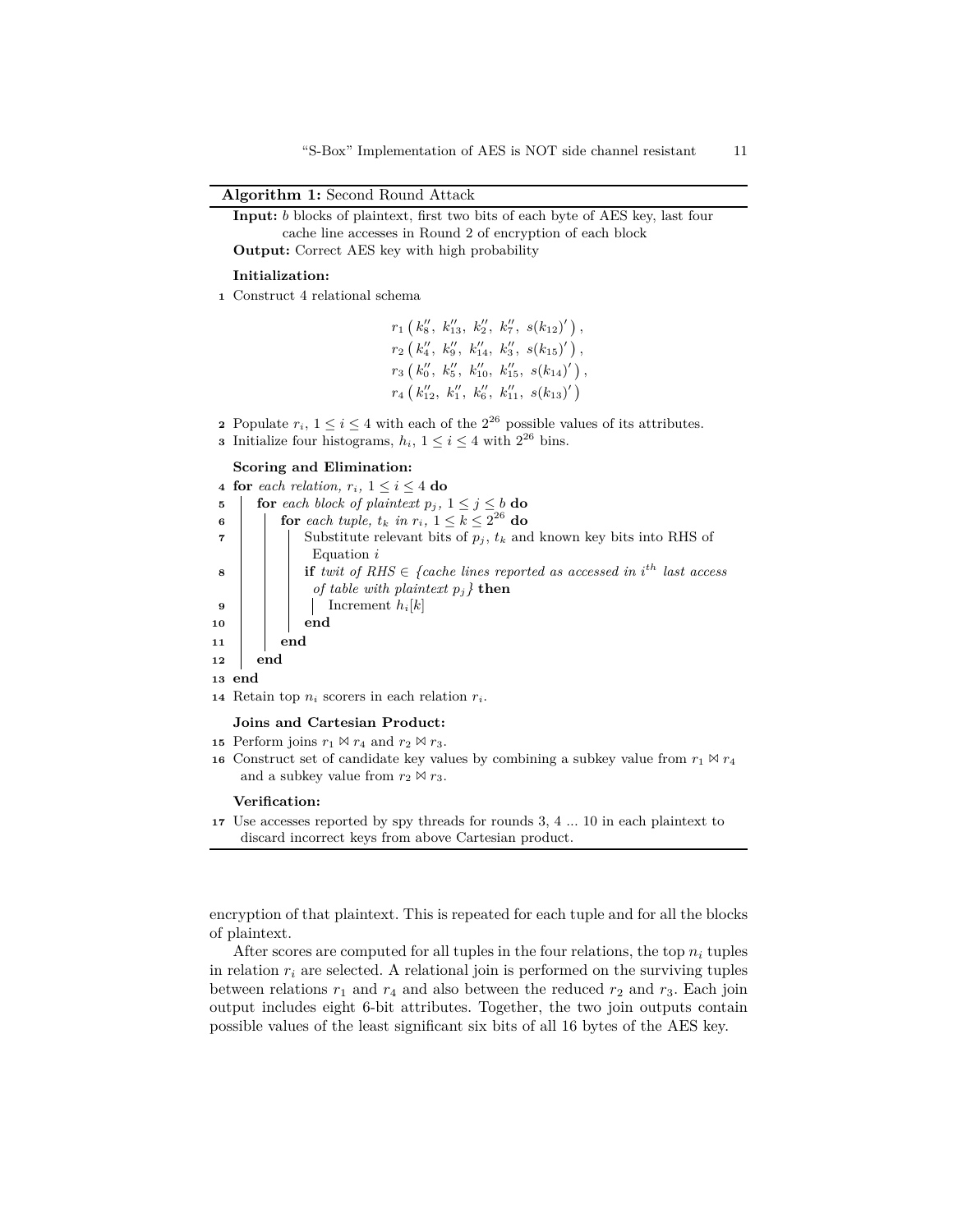**Algorithm 1:** Second Round Attack

**Input:** $b$ blocks of plaintext, first two bits of each byte of AES key, last four cache line accesses in Round 2 of encryption of each block
**Output:** Correct AES key with high probability

**Initialization:**

1 Construct 4 relational schema

$$r_1\left(k''_8,\ k''_{13},\ k''_2,\ k''_7,\ s(k_{12})'\right),$$
$$r_2\left(k''_4,\ k''_9,\ k''_{14},\ k''_3,\ s(k_{15})'\right),$$
$$r_3\left(k''_0,\ k''_5,\ k''_{10},\ k''_{15},\ s(k_{14})'\right),$$
$$r_4\left(k''_{12},\ k''_1,\ k''_6,\ k''_{11},\ s(k_{13})'\right)$$

2 Populate $r_i$, $1 \le i \le 4$ with each of the $2^{26}$ possible values of its attributes.
3 Initialize four histograms, $h_i$, $1 \le i \le 4$ with $2^{26}$ bins.

**Scoring and Elimination:**

```
4  for each relation, r_i, 1 ≤ i ≤ 4 do
5  |  for each block of plaintext p_j, 1 ≤ j ≤ b do
6  |  |  for each tuple, t_k in r_i, 1 ≤ k ≤ 2^26 do
7  |  |  |  Substitute relevant bits of p_j, t_k and known key bits into RHS of
   |  |  |    Equation i
8  |  |  |  if twit of RHS ∈ {cache lines reported as accessed in i^th last access
   |  |  |    of table with plaintext p_j} then
9  |  |  |  |  Increment h_i[k]
10 |  |  |  end
11 |  |  end
12 |  end
13 end
14 Retain top n_i scorers in each relation r_i.
```

**Joins and Cartesian Product:**

15 Perform joins $r_1 \bowtie r_4$ and $r_2 \bowtie r_3$.
16 Construct set of candidate key values by combining a subkey value from $r_1 \bowtie r_4$ and a subkey value from $r_2 \bowtie r_3$.

**Verification:**

17 Use accesses reported by spy threads for rounds 3, 4 ... 10 in each plaintext to discard incorrect keys from above Cartesian product.

encryption of that plaintext. This is repeated for each tuple and for all the blocks of plaintext.

After scores are computed for all tuples in the four relations, the top $n_i$ tuples in relation $r_i$ are selected. A relational join is performed on the surviving tuples between relations $r_1$ and $r_4$ and also between the reduced $r_2$ and $r_3$. Each join output includes eight 6-bit attributes. Together, the two join outputs contain possible values of the least significant six bits of all 16 bytes of the AES key.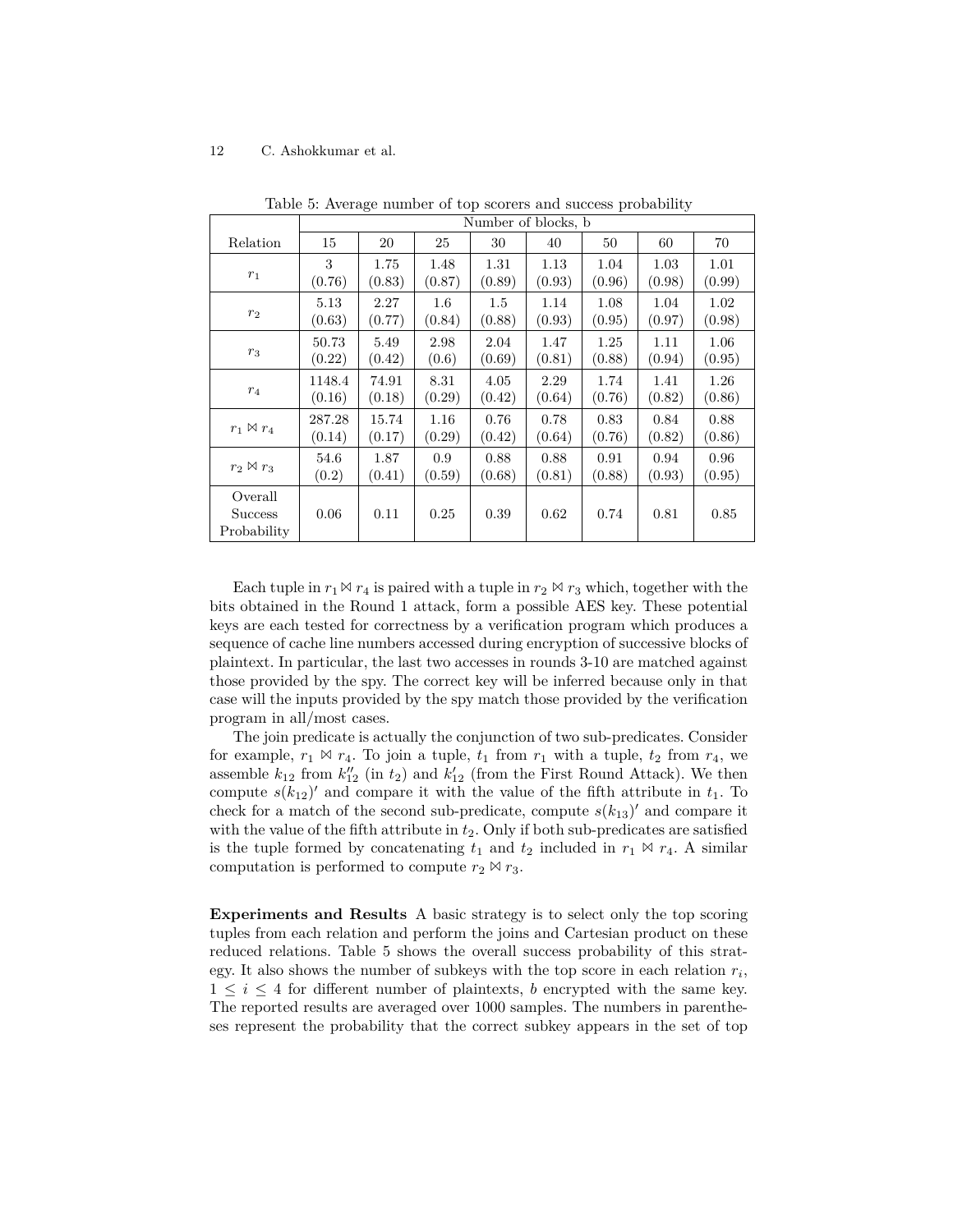Table 5: Average number of top scorers and success probability

| Relation | Number of blocks, b | | | | | | | |
|---|---|---|---|---|---|---|---|---|
| | 15 | 20 | 25 | 30 | 40 | 50 | 60 | 70 |
| $r_1$ | 3 (0.76) | 1.75 (0.83) | 1.48 (0.87) | 1.31 (0.89) | 1.13 (0.93) | 1.04 (0.96) | 1.03 (0.98) | 1.01 (0.99) |
| $r_2$ | 5.13 (0.63) | 2.27 (0.77) | 1.6 (0.84) | 1.5 (0.88) | 1.14 (0.93) | 1.08 (0.95) | 1.04 (0.97) | 1.02 (0.98) |
| $r_3$ | 50.73 (0.22) | 5.49 (0.42) | 2.98 (0.6) | 2.04 (0.69) | 1.47 (0.81) | 1.25 (0.88) | 1.11 (0.94) | 1.06 (0.95) |
| $r_4$ | 1148.4 (0.16) | 74.91 (0.18) | 8.31 (0.29) | 4.05 (0.42) | 2.29 (0.64) | 1.74 (0.76) | 1.41 (0.82) | 1.26 (0.86) |
| $r_1 \bowtie r_4$ | 287.28 (0.14) | 15.74 (0.17) | 1.16 (0.29) | 0.76 (0.42) | 0.78 (0.64) | 0.83 (0.76) | 0.84 (0.82) | 0.88 (0.86) |
| $r_2 \bowtie r_3$ | 54.6 (0.2) | 1.87 (0.41) | 0.9 (0.59) | 0.88 (0.68) | 0.88 (0.81) | 0.91 (0.88) | 0.94 (0.93) | 0.96 (0.95) |
| Overall Success Probability | 0.06 | 0.11 | 0.25 | 0.39 | 0.62 | 0.74 | 0.81 | 0.85 |

Each tuple in $r_1 \bowtie r_4$ is paired with a tuple in $r_2 \bowtie r_3$ which, together with the bits obtained in the Round 1 attack, form a possible AES key. These potential keys are each tested for correctness by a verification program which produces a sequence of cache line numbers accessed during encryption of successive blocks of plaintext. In particular, the last two accesses in rounds 3-10 are matched against those provided by the spy. The correct key will be inferred because only in that case will the inputs provided by the spy match those provided by the verification program in all/most cases.

The join predicate is actually the conjunction of two sub-predicates. Consider for example, $r_1 \bowtie r_4$. To join a tuple, $t_1$ from $r_1$ with a tuple, $t_2$ from $r_4$, we assemble $k_{12}$ from $k''_{12}$ (in $t_2$) and $k'_{12}$ (from the First Round Attack). We then compute $s(k_{12})'$ and compare it with the value of the fifth attribute in $t_1$. To check for a match of the second sub-predicate, compute $s(k_{13})'$ and compare it with the value of the fifth attribute in $t_2$. Only if both sub-predicates are satisfied is the tuple formed by concatenating $t_1$ and $t_2$ included in $r_1 \bowtie r_4$. A similar computation is performed to compute $r_2 \bowtie r_3$.

**Experiments and Results** A basic strategy is to select only the top scoring tuples from each relation and perform the joins and Cartesian product on these reduced relations. Table 5 shows the overall success probability of this strategy. It also shows the number of subkeys with the top score in each relation $r_i$, $1 \leq i \leq 4$ for different number of plaintexts, $b$ encrypted with the same key. The reported results are averaged over 1000 samples. The numbers in parentheses represent the probability that the correct subkey appears in the set of top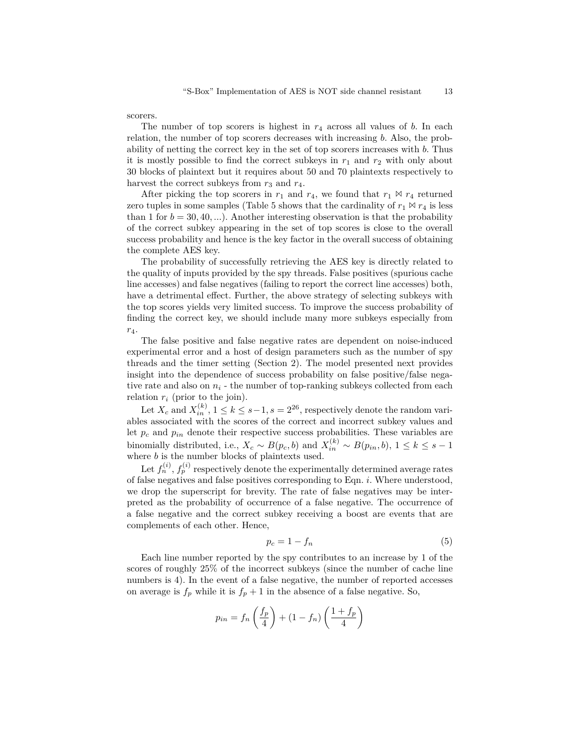scorers.

The number of top scorers is highest in $r_4$ across all values of $b$. In each relation, the number of top scorers decreases with increasing $b$. Also, the probability of netting the correct key in the set of top scorers increases with $b$. Thus it is mostly possible to find the correct subkeys in $r_1$ and $r_2$ with only about 30 blocks of plaintext but it requires about 50 and 70 plaintexts respectively to harvest the correct subkeys from $r_3$ and $r_4$.

After picking the top scorers in $r_1$ and $r_4$, we found that $r_1 \bowtie r_4$ returned zero tuples in some samples (Table 5 shows that the cardinality of $r_1 \bowtie r_4$ is less than 1 for $b = 30, 40, ...$). Another interesting observation is that the probability of the correct subkey appearing in the set of top scores is close to the overall success probability and hence is the key factor in the overall success of obtaining the complete AES key.

The probability of successfully retrieving the AES key is directly related to the quality of inputs provided by the spy threads. False positives (spurious cache line accesses) and false negatives (failing to report the correct line accesses) both, have a detrimental effect. Further, the above strategy of selecting subkeys with the top scores yields very limited success. To improve the success probability of finding the correct key, we should include many more subkeys especially from $r_4$.

The false positive and false negative rates are dependent on noise-induced experimental error and a host of design parameters such as the number of spy threads and the timer setting (Section 2). The model presented next provides insight into the dependence of success probability on false positive/false negative rate and also on $n_i$ - the number of top-ranking subkeys collected from each relation $r_i$ (prior to the join).

Let $X_c$ and $X_{in}^{(k)}$, $1 \leq k \leq s-1, s = 2^{26}$, respectively denote the random variables associated with the scores of the correct and incorrect subkey values and let $p_c$ and $p_{in}$ denote their respective success probabilities. These variables are binomially distributed, i.e., $X_c \sim B(p_c, b)$ and $X_{in}^{(k)} \sim B(p_{in}, b)$, $1 \leq k \leq s-1$ where $b$ is the number blocks of plaintexts used.

Let $f_n^{(i)}$, $f_p^{(i)}$ respectively denote the experimentally determined average rates of false negatives and false positives corresponding to Eqn. $i$. Where understood, we drop the superscript for brevity. The rate of false negatives may be interpreted as the probability of occurrence of a false negative. The occurrence of a false negative and the correct subkey receiving a boost are events that are complements of each other. Hence,

$$p_c = 1 - f_n \tag{5}$$

Each line number reported by the spy contributes to an increase by 1 of the scores of roughly 25% of the incorrect subkeys (since the number of cache line numbers is 4). In the event of a false negative, the number of reported accesses on average is $f_p$ while it is $f_p + 1$ in the absence of a false negative. So,

$$p_{in} = f_n \left( \frac{f_p}{4} \right) + (1 - f_n) \left( \frac{1 + f_p}{4} \right)$$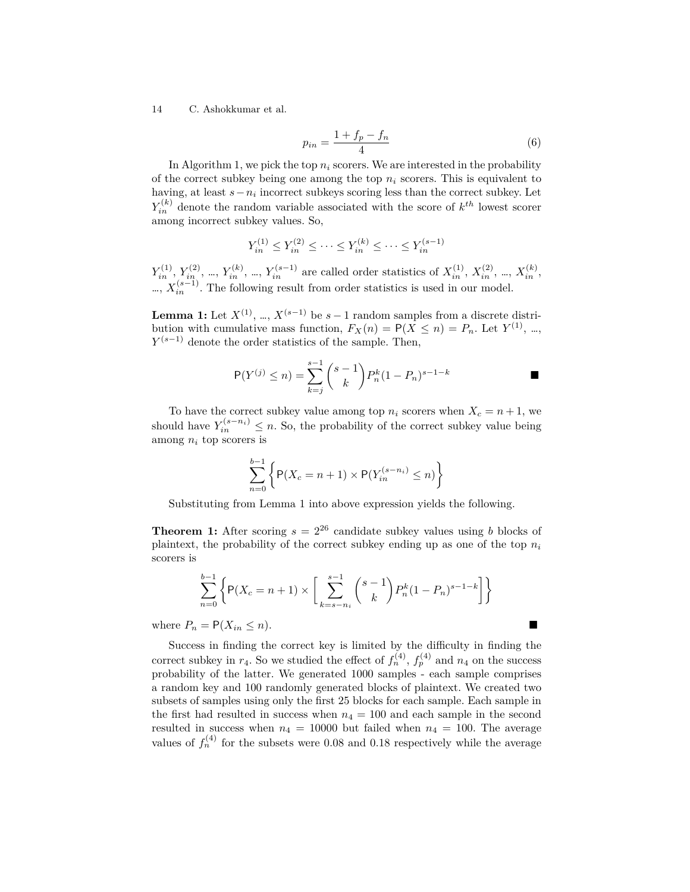$$p_{in} = \frac{1 + f_p - f_n}{4} \tag{6}$$

In Algorithm 1, we pick the top $n_i$ scorers. We are interested in the probability of the correct subkey being one among the top $n_i$ scorers. This is equivalent to having, at least $s - n_i$ incorrect subkeys scoring less than the correct subkey. Let $Y_{in}^{(k)}$ denote the random variable associated with the score of $k^{th}$ lowest scorer among incorrect subkey values. So,

$$Y_{in}^{(1)} \leq Y_{in}^{(2)} \leq \cdots \leq Y_{in}^{(k)} \leq \cdots \leq Y_{in}^{(s-1)}$$

$Y_{in}^{(1)}$, $Y_{in}^{(2)}$, ..., $Y_{in}^{(k)}$, ..., $Y_{in}^{(s-1)}$ are called order statistics of $X_{in}^{(1)}$, $X_{in}^{(2)}$, ..., $X_{in}^{(k)}$, ..., $X_{in}^{(s-1)}$. The following result from order statistics is used in our model.

**Lemma 1:** Let $X^{(1)}$, ..., $X^{(s-1)}$ be $s-1$ random samples from a discrete distribution with cumulative mass function, $F_X(n) = \mathsf{P}(X \leq n) = P_n$. Let $Y^{(1)}$, ..., $Y^{(s-1)}$ denote the order statistics of the sample. Then,

$$\mathsf{P}(Y^{(j)} \leq n) = \sum_{k=j}^{s-1} \binom{s-1}{k} P_n^k (1 - P_n)^{s-1-k}$$

■

To have the correct subkey value among top $n_i$ scorers when $X_c = n + 1$, we should have $Y_{in}^{(s-n_i)} \leq n$. So, the probability of the correct subkey value being among $n_i$ top scorers is

$$\sum_{n=0}^{b-1} \left\{ \mathsf{P}(X_c = n+1) \times \mathsf{P}(Y_{in}^{(s-n_i)} \leq n) \right\}$$

Substituting from Lemma 1 into above expression yields the following.

**Theorem 1:** After scoring $s = 2^{26}$ candidate subkey values using $b$ blocks of plaintext, the probability of the correct subkey ending up as one of the top $n_i$ scorers is

$$\sum_{n=0}^{b-1} \left\{ \mathsf{P}(X_c = n+1) \times \left[ \sum_{k=s-n_i}^{s-1} \binom{s-1}{k} P_n^k (1 - P_n)^{s-1-k} \right] \right\}$$

where $P_n = \mathsf{P}(X_{in} \leq n)$. ■

Success in finding the correct key is limited by the difficulty in finding the correct subkey in $r_4$. So we studied the effect of $f_n^{(4)}$, $f_p^{(4)}$ and $n_4$ on the success probability of the latter. We generated 1000 samples - each sample comprises a random key and 100 randomly generated blocks of plaintext. We created two subsets of samples using only the first 25 blocks for each sample. Each sample in the first had resulted in success when $n_4 = 100$ and each sample in the second resulted in success when $n_4 = 10000$ but failed when $n_4 = 100$. The average values of $f_n^{(4)}$ for the subsets were 0.08 and 0.18 respectively while the average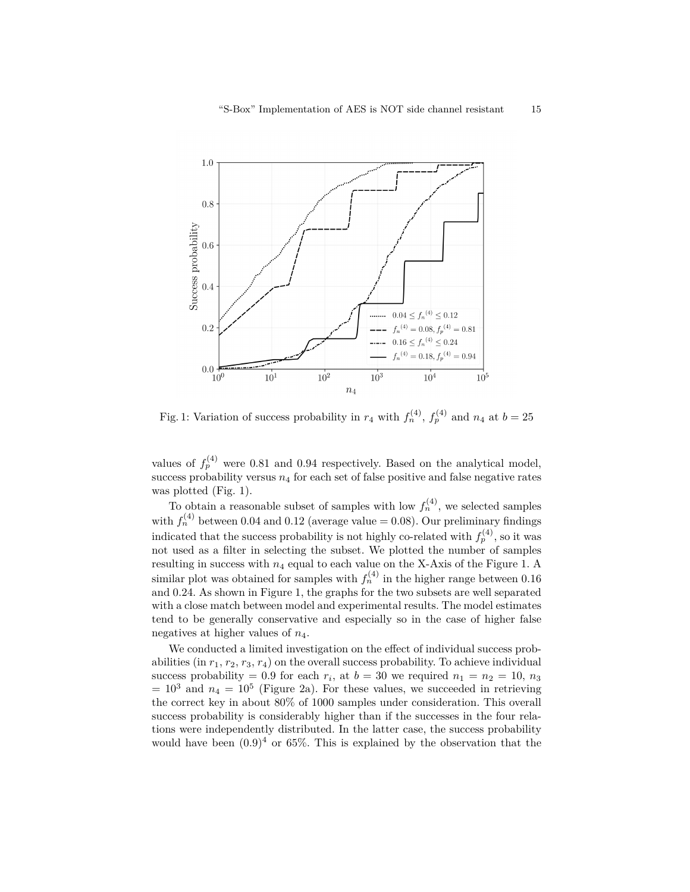Fig. 1: Variation of success probability in $r_4$ with $f_n^{(4)}$, $f_p^{(4)}$ and $n_4$ at $b = 25$

values of $f_p^{(4)}$ were 0.81 and 0.94 respectively. Based on the analytical model, success probability versus $n_4$ for each set of false positive and false negative rates was plotted (Fig. 1).

To obtain a reasonable subset of samples with low $f_n^{(4)}$, we selected samples with $f_n^{(4)}$ between 0.04 and 0.12 (average value = 0.08). Our preliminary findings indicated that the success probability is not highly co-related with $f_p^{(4)}$, so it was not used as a filter in selecting the subset. We plotted the number of samples resulting in success with $n_4$ equal to each value on the X-Axis of the Figure 1. A similar plot was obtained for samples with $f_n^{(4)}$ in the higher range between 0.16 and 0.24. As shown in Figure 1, the graphs for the two subsets are well separated with a close match between model and experimental results. The model estimates tend to be generally conservative and especially so in the case of higher false negatives at higher values of $n_4$.

We conducted a limited investigation on the effect of individual success probabilities (in $r_1$, $r_2$, $r_3$, $r_4$) on the overall success probability. To achieve individual success probability = 0.9 for each $r_i$, at $b = 30$ we required $n_1 = n_2 = 10$, $n_3 = 10^3$ and $n_4 = 10^5$ (Figure 2a). For these values, we succeeded in retrieving the correct key in about 80% of 1000 samples under consideration. This overall success probability is considerably higher than if the successes in the four relations were independently distributed. In the latter case, the success probability would have been $(0.9)^4$ or 65%. This is explained by the observation that the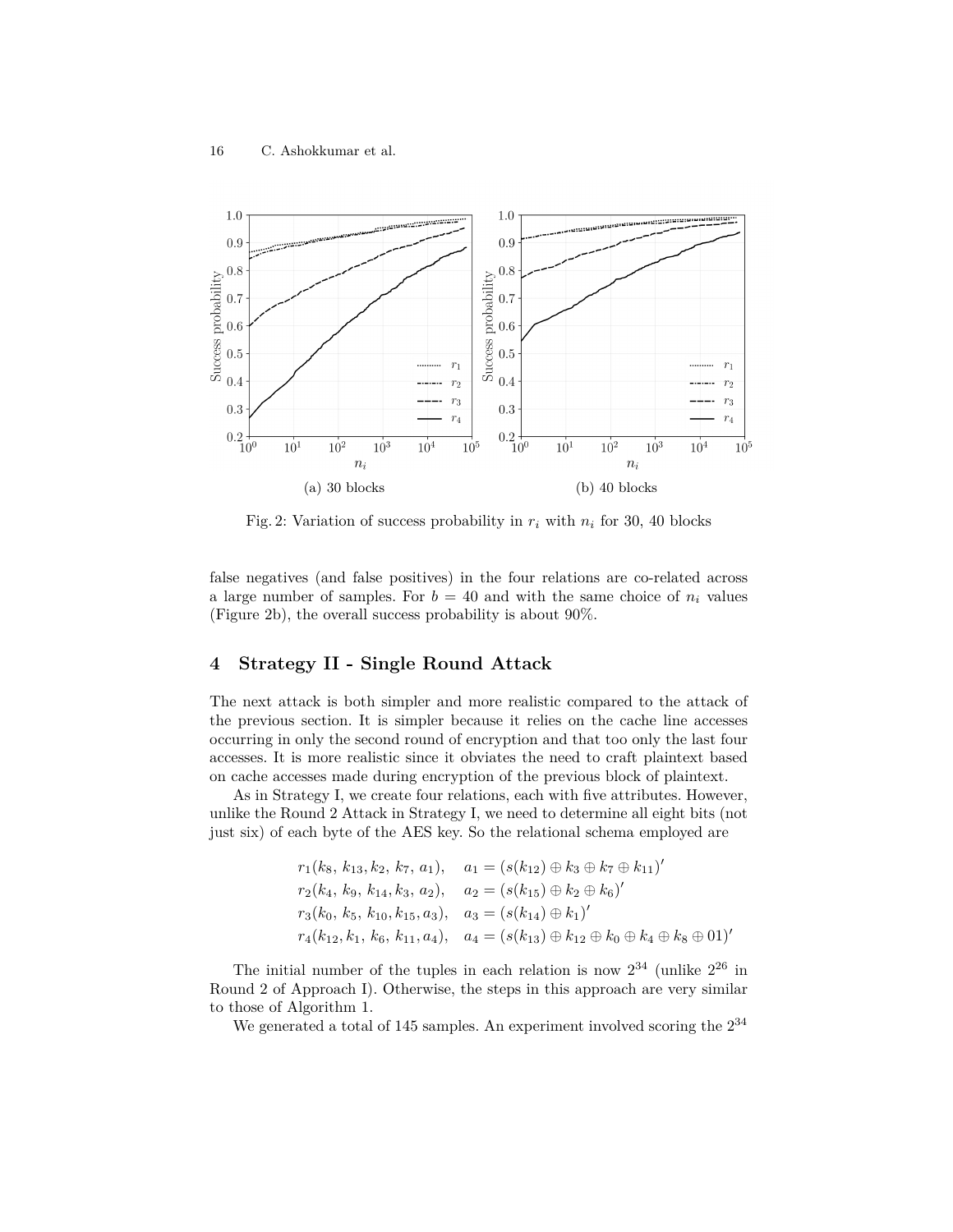Fig. 2: Variation of success probability in $r_i$ with $n_i$ for 30, 40 blocks

(a) 30 blocks

(b) 40 blocks

false negatives (and false positives) in the four relations are co-related across a large number of samples. For $b = 40$ and with the same choice of $n_i$ values (Figure 2b), the overall success probability is about 90%.

## 4 Strategy II - Single Round Attack

The next attack is both simpler and more realistic compared to the attack of the previous section. It is simpler because it relies on the cache line accesses occurring in only the second round of encryption and that too only the last four accesses. It is more realistic since it obviates the need to craft plaintext based on cache accesses made during encryption of the previous block of plaintext.

As in Strategy I, we create four relations, each with five attributes. However, unlike the Round 2 Attack in Strategy I, we need to determine all eight bits (not just six) of each byte of the AES key. So the relational schema employed are

$$
\begin{aligned}
&r_1(k_8, k_{13}, k_2, k_7, a_1), \quad a_1 = (s(k_{12}) \oplus k_3 \oplus k_7 \oplus k_{11})' \\
&r_2(k_4, k_9, k_{14}, k_3, a_2), \quad a_2 = (s(k_{15}) \oplus k_2 \oplus k_6)' \\
&r_3(k_0, k_5, k_{10}, k_{15}, a_3), \quad a_3 = (s(k_{14}) \oplus k_1)' \\
&r_4(k_{12}, k_1, k_6, k_{11}, a_4), \quad a_4 = (s(k_{13}) \oplus k_{12} \oplus k_0 \oplus k_4 \oplus k_8 \oplus 01)'
\end{aligned}
$$

The initial number of the tuples in each relation is now $2^{34}$ (unlike $2^{26}$ in Round 2 of Approach I). Otherwise, the steps in this approach are very similar to those of Algorithm 1.

We generated a total of 145 samples. An experiment involved scoring the $2^{34}$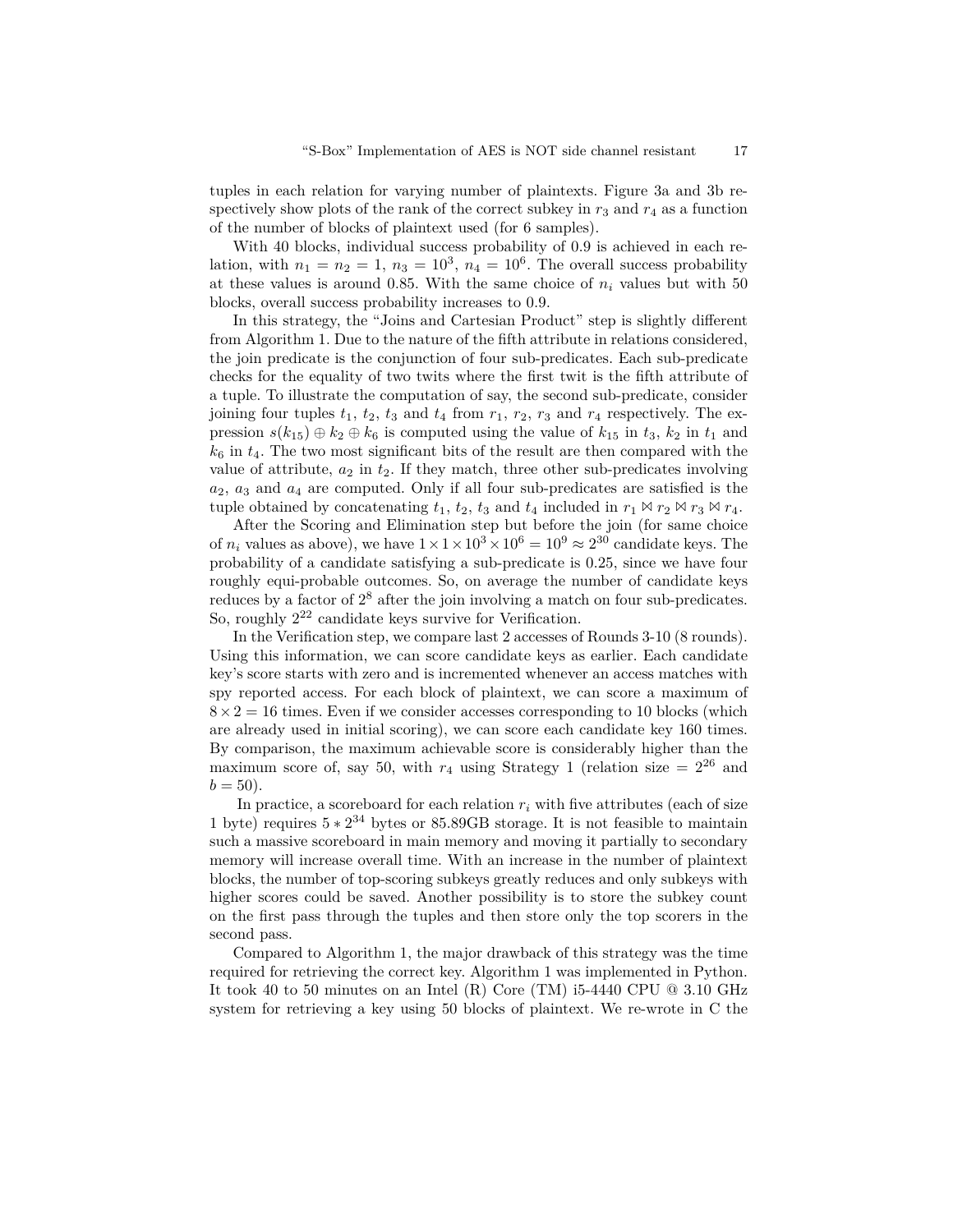tuples in each relation for varying number of plaintexts. Figure 3a and 3b respectively show plots of the rank of the correct subkey in $r_3$ and $r_4$ as a function of the number of blocks of plaintext used (for 6 samples).

With 40 blocks, individual success probability of 0.9 is achieved in each relation, with $n_1 = n_2 = 1$, $n_3 = 10^3$, $n_4 = 10^6$. The overall success probability at these values is around 0.85. With the same choice of $n_i$ values but with 50 blocks, overall success probability increases to 0.9.

In this strategy, the "Joins and Cartesian Product" step is slightly different from Algorithm 1. Due to the nature of the fifth attribute in relations considered, the join predicate is the conjunction of four sub-predicates. Each sub-predicate checks for the equality of two twits where the first twit is the fifth attribute of a tuple. To illustrate the computation of say, the second sub-predicate, consider joining four tuples $t_1$, $t_2$, $t_3$ and $t_4$ from $r_1$, $r_2$, $r_3$ and $r_4$ respectively. The expression $s(k_{15}) \oplus k_2 \oplus k_6$ is computed using the value of $k_{15}$ in $t_3$, $k_2$ in $t_1$ and $k_6$ in $t_4$. The two most significant bits of the result are then compared with the value of attribute, $a_2$ in $t_2$. If they match, three other sub-predicates involving $a_2$, $a_3$ and $a_4$ are computed. Only if all four sub-predicates are satisfied is the tuple obtained by concatenating $t_1$, $t_2$, $t_3$ and $t_4$ included in $r_1 \bowtie r_2 \bowtie r_3 \bowtie r_4$.

After the Scoring and Elimination step but before the join (for same choice of $n_i$ values as above), we have $1 \times 1 \times 10^3 \times 10^6 = 10^9 \approx 2^{30}$ candidate keys. The probability of a candidate satisfying a sub-predicate is 0.25, since we have four roughly equi-probable outcomes. So, on average the number of candidate keys reduces by a factor of $2^8$ after the join involving a match on four sub-predicates. So, roughly $2^{22}$ candidate keys survive for Verification.

In the Verification step, we compare last 2 accesses of Rounds 3-10 (8 rounds). Using this information, we can score candidate keys as earlier. Each candidate key's score starts with zero and is incremented whenever an access matches with spy reported access. For each block of plaintext, we can score a maximum of $8 \times 2 = 16$ times. Even if we consider accesses corresponding to 10 blocks (which are already used in initial scoring), we can score each candidate key 160 times. By comparison, the maximum achievable score is considerably higher than the maximum score of, say 50, with $r_4$ using Strategy 1 (relation size = $2^{26}$ and $b = 50$).

In practice, a scoreboard for each relation $r_i$ with five attributes (each of size 1 byte) requires $5 * 2^{34}$ bytes or 85.89GB storage. It is not feasible to maintain such a massive scoreboard in main memory and moving it partially to secondary memory will increase overall time. With an increase in the number of plaintext blocks, the number of top-scoring subkeys greatly reduces and only subkeys with higher scores could be saved. Another possibility is to store the subkey count on the first pass through the tuples and then store only the top scorers in the second pass.

Compared to Algorithm 1, the major drawback of this strategy was the time required for retrieving the correct key. Algorithm 1 was implemented in Python. It took 40 to 50 minutes on an Intel (R) Core (TM) i5-4440 CPU @ 3.10 GHz system for retrieving a key using 50 blocks of plaintext. We re-wrote in C the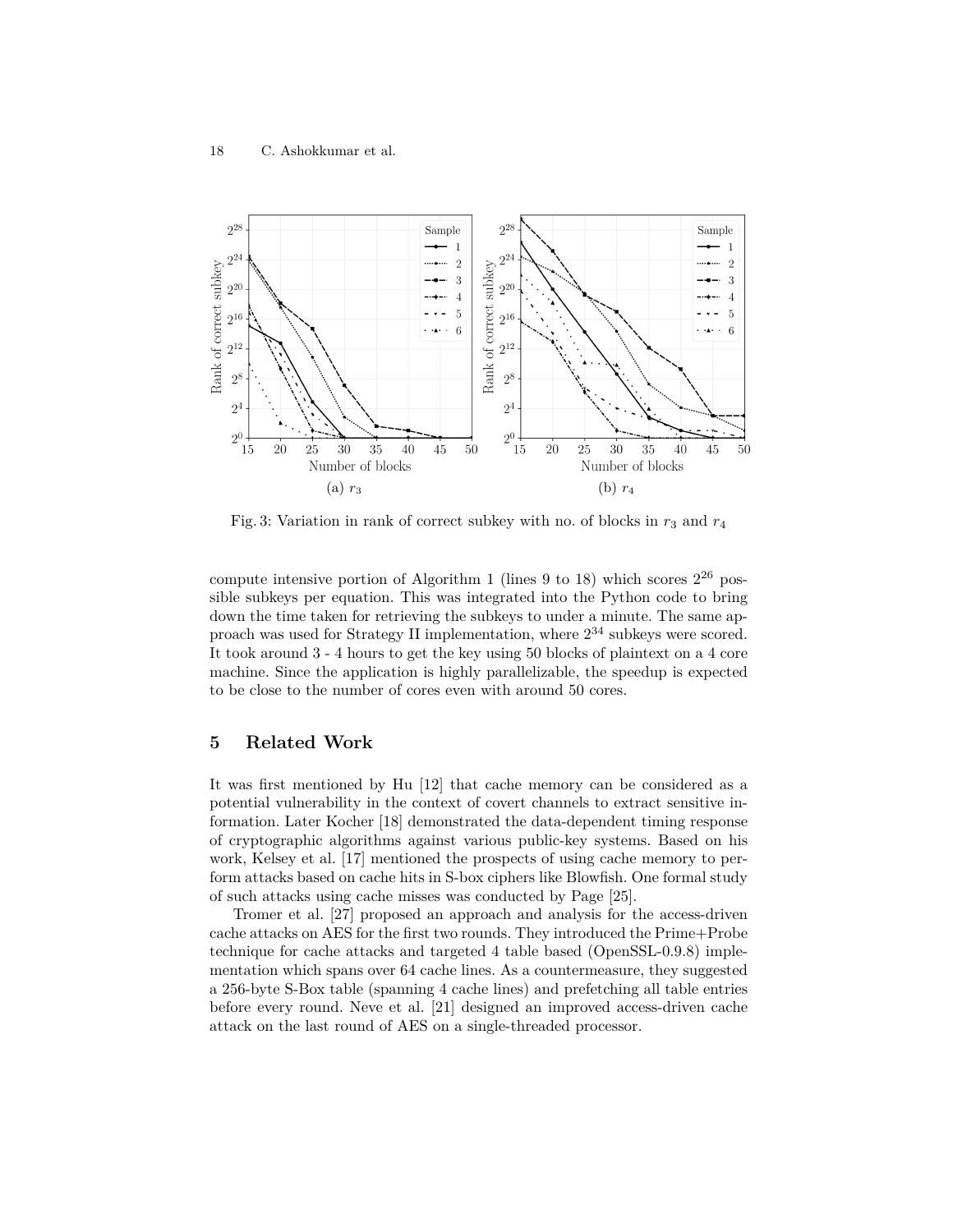Fig. 3: Variation in rank of correct subkey with no. of blocks in $r_3$ and $r_4$

compute intensive portion of Algorithm 1 (lines 9 to 18) which scores $2^{26}$ possible subkeys per equation. This was integrated into the Python code to bring down the time taken for retrieving the subkeys to under a minute. The same approach was used for Strategy II implementation, where $2^{34}$ subkeys were scored. It took around 3 - 4 hours to get the key using 50 blocks of plaintext on a 4 core machine. Since the application is highly parallelizable, the speedup is expected to be close to the number of cores even with around 50 cores.

## 5 Related Work

It was first mentioned by Hu [12] that cache memory can be considered as a potential vulnerability in the context of covert channels to extract sensitive information. Later Kocher [18] demonstrated the data-dependent timing response of cryptographic algorithms against various public-key systems. Based on his work, Kelsey et al. [17] mentioned the prospects of using cache memory to perform attacks based on cache hits in S-box ciphers like Blowfish. One formal study of such attacks using cache misses was conducted by Page [25].

Tromer et al. [27] proposed an approach and analysis for the access-driven cache attacks on AES for the first two rounds. They introduced the Prime+Probe technique for cache attacks and targeted 4 table based (OpenSSL-0.9.8) implementation which spans over 64 cache lines. As a countermeasure, they suggested a 256-byte S-Box table (spanning 4 cache lines) and prefetching all table entries before every round. Neve et al. [21] designed an improved access-driven cache attack on the last round of AES on a single-threaded processor.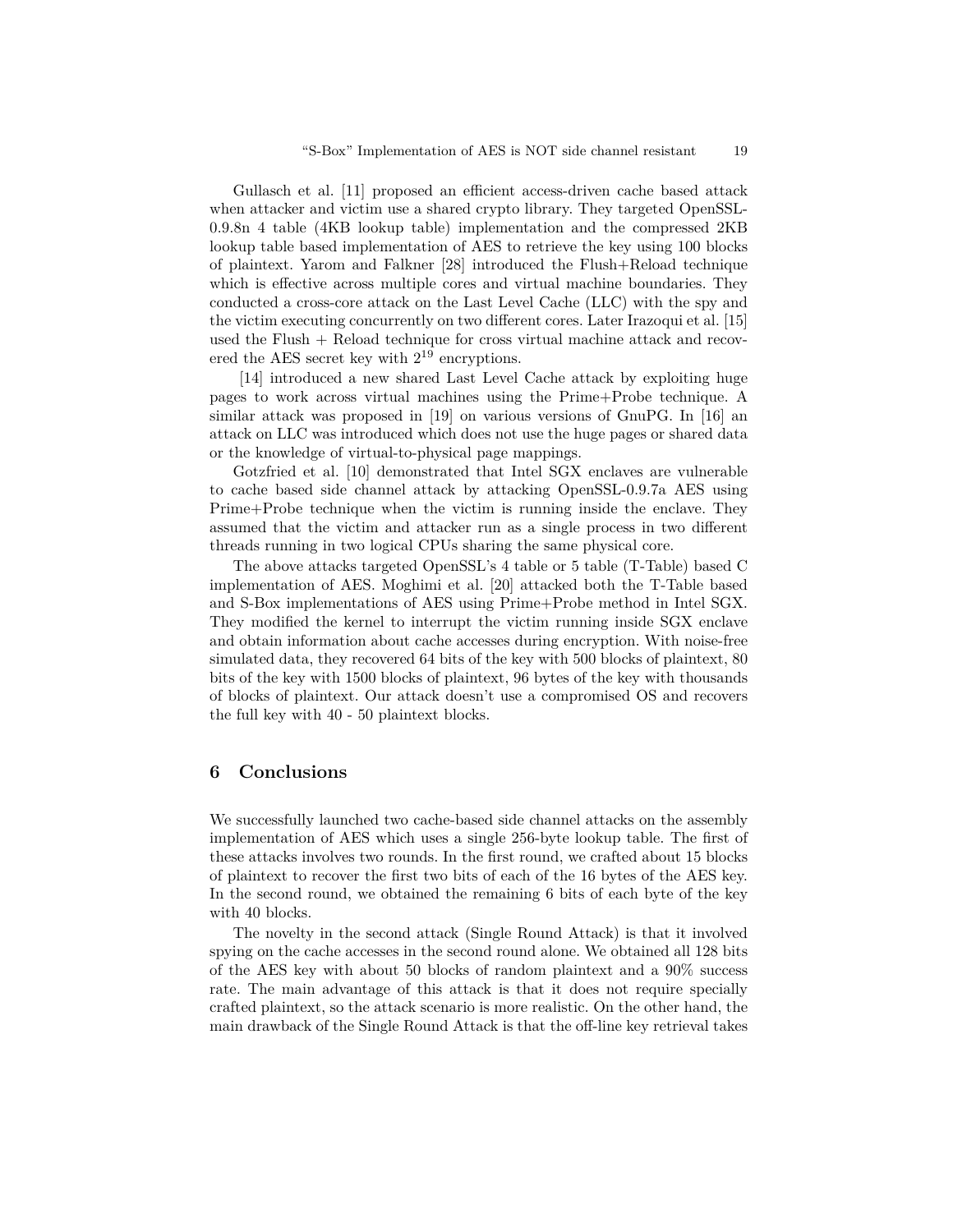Gullasch et al. [11] proposed an efficient access-driven cache based attack when attacker and victim use a shared crypto library. They targeted OpenSSL-0.9.8n 4 table (4KB lookup table) implementation and the compressed 2KB lookup table based implementation of AES to retrieve the key using 100 blocks of plaintext. Yarom and Falkner [28] introduced the Flush+Reload technique which is effective across multiple cores and virtual machine boundaries. They conducted a cross-core attack on the Last Level Cache (LLC) with the spy and the victim executing concurrently on two different cores. Later Irazoqui et al. [15] used the Flush + Reload technique for cross virtual machine attack and recovered the AES secret key with $2^{19}$ encryptions.

[14] introduced a new shared Last Level Cache attack by exploiting huge pages to work across virtual machines using the Prime+Probe technique. A similar attack was proposed in [19] on various versions of GnuPG. In [16] an attack on LLC was introduced which does not use the huge pages or shared data or the knowledge of virtual-to-physical page mappings.

Gotzfried et al. [10] demonstrated that Intel SGX enclaves are vulnerable to cache based side channel attack by attacking OpenSSL-0.9.7a AES using Prime+Probe technique when the victim is running inside the enclave. They assumed that the victim and attacker run as a single process in two different threads running in two logical CPUs sharing the same physical core.

The above attacks targeted OpenSSL's 4 table or 5 table (T-Table) based C implementation of AES. Moghimi et al. [20] attacked both the T-Table based and S-Box implementations of AES using Prime+Probe method in Intel SGX. They modified the kernel to interrupt the victim running inside SGX enclave and obtain information about cache accesses during encryption. With noise-free simulated data, they recovered 64 bits of the key with 500 blocks of plaintext, 80 bits of the key with 1500 blocks of plaintext, 96 bytes of the key with thousands of blocks of plaintext. Our attack doesn't use a compromised OS and recovers the full key with 40 - 50 plaintext blocks.

## 6 Conclusions

We successfully launched two cache-based side channel attacks on the assembly implementation of AES which uses a single 256-byte lookup table. The first of these attacks involves two rounds. In the first round, we crafted about 15 blocks of plaintext to recover the first two bits of each of the 16 bytes of the AES key. In the second round, we obtained the remaining 6 bits of each byte of the key with 40 blocks.

The novelty in the second attack (Single Round Attack) is that it involved spying on the cache accesses in the second round alone. We obtained all 128 bits of the AES key with about 50 blocks of random plaintext and a 90% success rate. The main advantage of this attack is that it does not require specially crafted plaintext, so the attack scenario is more realistic. On the other hand, the main drawback of the Single Round Attack is that the off-line key retrieval takes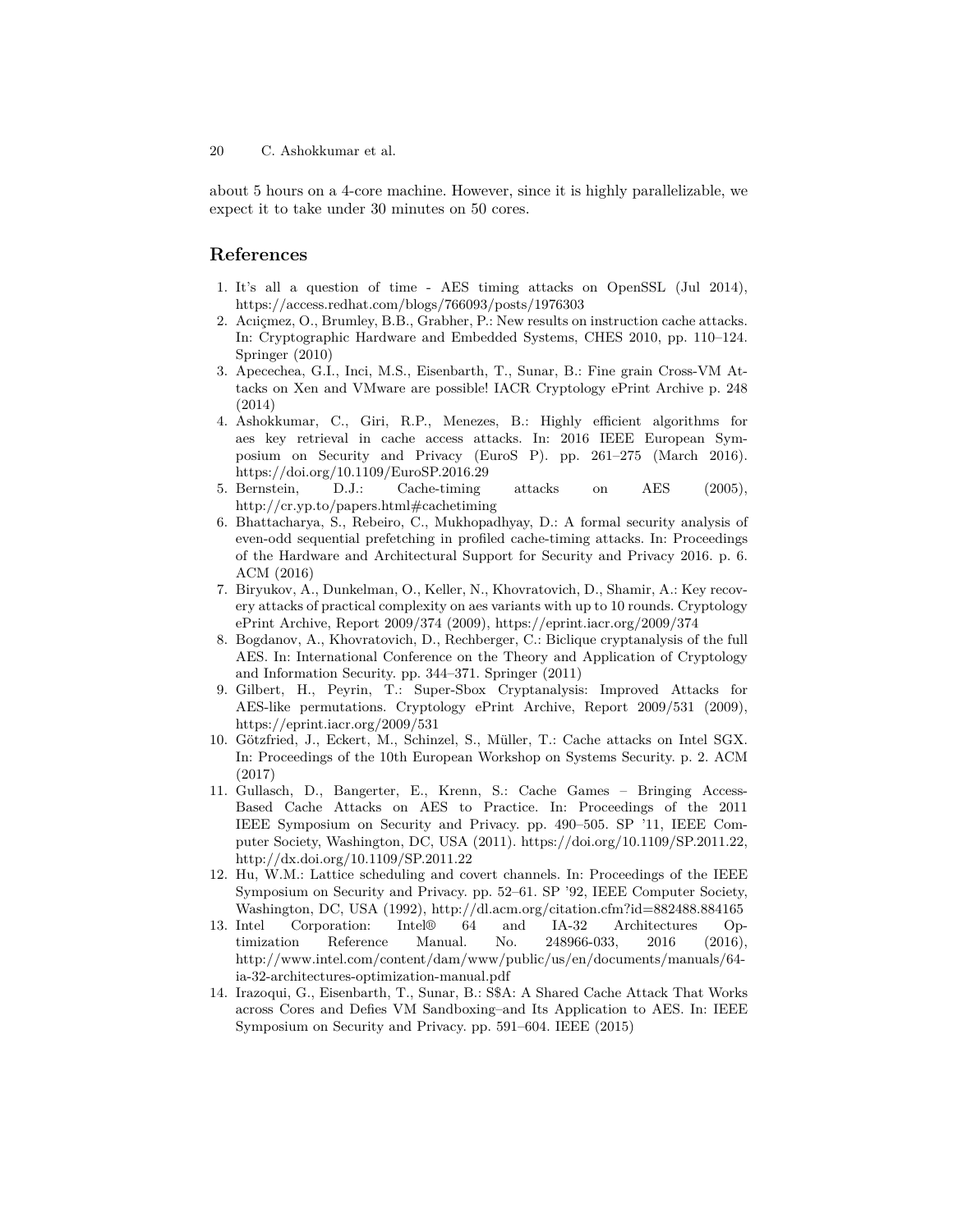about 5 hours on a 4-core machine. However, since it is highly parallelizable, we expect it to take under 30 minutes on 50 cores.

## References

1. It's all a question of time - AES timing attacks on OpenSSL (Jul 2014), https://access.redhat.com/blogs/766093/posts/1976303
2. Acıiçmez, O., Brumley, B.B., Grabher, P.: New results on instruction cache attacks. In: Cryptographic Hardware and Embedded Systems, CHES 2010, pp. 110–124. Springer (2010)
3. Apecechea, G.I., Inci, M.S., Eisenbarth, T., Sunar, B.: Fine grain Cross-VM Attacks on Xen and VMware are possible! IACR Cryptology ePrint Archive p. 248 (2014)
4. Ashokkumar, C., Giri, R.P., Menezes, B.: Highly efficient algorithms for aes key retrieval in cache access attacks. In: 2016 IEEE European Symposium on Security and Privacy (EuroS P). pp. 261–275 (March 2016). https://doi.org/10.1109/EuroSP.2016.29
5. Bernstein, D.J.: Cache-timing attacks on AES (2005), http://cr.yp.to/papers.html#cachetiming
6. Bhattacharya, S., Rebeiro, C., Mukhopadhyay, D.: A formal security analysis of even-odd sequential prefetching in profiled cache-timing attacks. In: Proceedings of the Hardware and Architectural Support for Security and Privacy 2016. p. 6. ACM (2016)
7. Biryukov, A., Dunkelman, O., Keller, N., Khovratovich, D., Shamir, A.: Key recovery attacks of practical complexity on aes variants with up to 10 rounds. Cryptology ePrint Archive, Report 2009/374 (2009), https://eprint.iacr.org/2009/374
8. Bogdanov, A., Khovratovich, D., Rechberger, C.: Biclique cryptanalysis of the full AES. In: International Conference on the Theory and Application of Cryptology and Information Security. pp. 344–371. Springer (2011)
9. Gilbert, H., Peyrin, T.: Super-Sbox Cryptanalysis: Improved Attacks for AES-like permutations. Cryptology ePrint Archive, Report 2009/531 (2009), https://eprint.iacr.org/2009/531
10. Götzfried, J., Eckert, M., Schinzel, S., Müller, T.: Cache attacks on Intel SGX. In: Proceedings of the 10th European Workshop on Systems Security. p. 2. ACM (2017)
11. Gullasch, D., Bangerter, E., Krenn, S.: Cache Games – Bringing Access-Based Cache Attacks on AES to Practice. In: Proceedings of the 2011 IEEE Symposium on Security and Privacy. pp. 490–505. SP '11, IEEE Computer Society, Washington, DC, USA (2011). https://doi.org/10.1109/SP.2011.22, http://dx.doi.org/10.1109/SP.2011.22
12. Hu, W.M.: Lattice scheduling and covert channels. In: Proceedings of the IEEE Symposium on Security and Privacy. pp. 52–61. SP '92, IEEE Computer Society, Washington, DC, USA (1992), http://dl.acm.org/citation.cfm?id=882488.884165
13. Intel Corporation: Intel® 64 and IA-32 Architectures Optimization Reference Manual. No. 248966-033, 2016 (2016), http://www.intel.com/content/dam/www/public/us/en/documents/manuals/64-ia-32-architectures-optimization-manual.pdf
14. Irazoqui, G., Eisenbarth, T., Sunar, B.: S$A: A Shared Cache Attack That Works across Cores and Defies VM Sandboxing–and Its Application to AES. In: IEEE Symposium on Security and Privacy. pp. 591–604. IEEE (2015)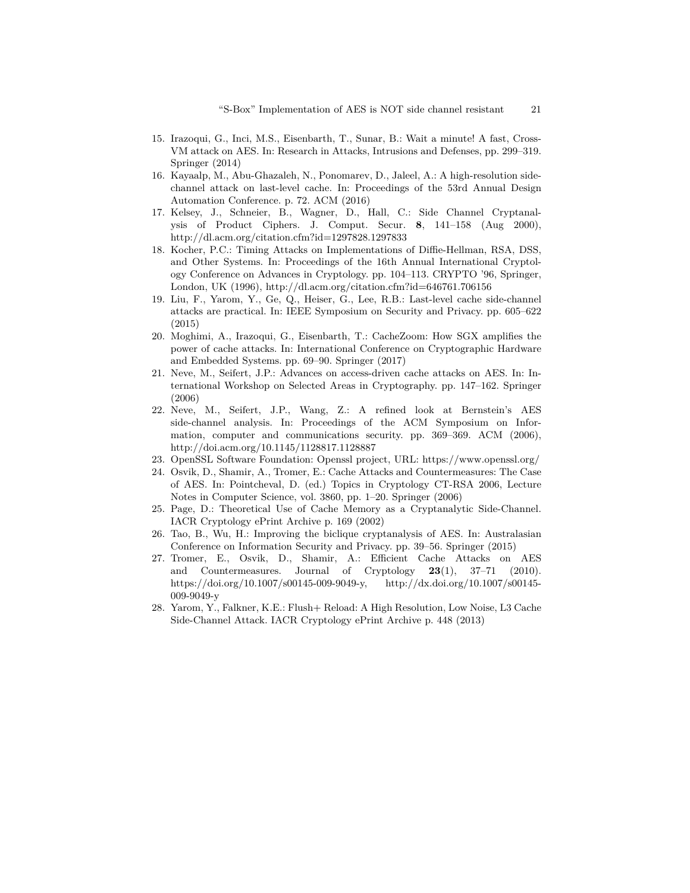15. Irazoqui, G., Inci, M.S., Eisenbarth, T., Sunar, B.: Wait a minute! A fast, Cross-VM attack on AES. In: Research in Attacks, Intrusions and Defenses, pp. 299–319. Springer (2014)
16. Kayaalp, M., Abu-Ghazaleh, N., Ponomarev, D., Jaleel, A.: A high-resolution side-channel attack on last-level cache. In: Proceedings of the 53rd Annual Design Automation Conference. p. 72. ACM (2016)
17. Kelsey, J., Schneier, B., Wagner, D., Hall, C.: Side Channel Cryptanalysis of Product Ciphers. J. Comput. Secur. **8**, 141–158 (Aug 2000), http://dl.acm.org/citation.cfm?id=1297828.1297833
18. Kocher, P.C.: Timing Attacks on Implementations of Diffie-Hellman, RSA, DSS, and Other Systems. In: Proceedings of the 16th Annual International Cryptology Conference on Advances in Cryptology. pp. 104–113. CRYPTO '96, Springer, London, UK (1996), http://dl.acm.org/citation.cfm?id=646761.706156
19. Liu, F., Yarom, Y., Ge, Q., Heiser, G., Lee, R.B.: Last-level cache side-channel attacks are practical. In: IEEE Symposium on Security and Privacy. pp. 605–622 (2015)
20. Moghimi, A., Irazoqui, G., Eisenbarth, T.: CacheZoom: How SGX amplifies the power of cache attacks. In: International Conference on Cryptographic Hardware and Embedded Systems. pp. 69–90. Springer (2017)
21. Neve, M., Seifert, J.P.: Advances on access-driven cache attacks on AES. In: International Workshop on Selected Areas in Cryptography. pp. 147–162. Springer (2006)
22. Neve, M., Seifert, J.P., Wang, Z.: A refined look at Bernstein's AES side-channel analysis. In: Proceedings of the ACM Symposium on Information, computer and communications security. pp. 369–369. ACM (2006), http://doi.acm.org/10.1145/1128817.1128887
23. OpenSSL Software Foundation: Openssl project, URL: https://www.openssl.org/
24. Osvik, D., Shamir, A., Tromer, E.: Cache Attacks and Countermeasures: The Case of AES. In: Pointcheval, D. (ed.) Topics in Cryptology CT-RSA 2006, Lecture Notes in Computer Science, vol. 3860, pp. 1–20. Springer (2006)
25. Page, D.: Theoretical Use of Cache Memory as a Cryptanalytic Side-Channel. IACR Cryptology ePrint Archive p. 169 (2002)
26. Tao, B., Wu, H.: Improving the biclique cryptanalysis of AES. In: Australasian Conference on Information Security and Privacy. pp. 39–56. Springer (2015)
27. Tromer, E., Osvik, D., Shamir, A.: Efficient Cache Attacks on AES and Countermeasures. Journal of Cryptology **23**(1), 37–71 (2010). https://doi.org/10.1007/s00145-009-9049-y, http://dx.doi.org/10.1007/s00145-009-9049-y
28. Yarom, Y., Falkner, K.E.: Flush+ Reload: A High Resolution, Low Noise, L3 Cache Side-Channel Attack. IACR Cryptology ePrint Archive p. 448 (2013)